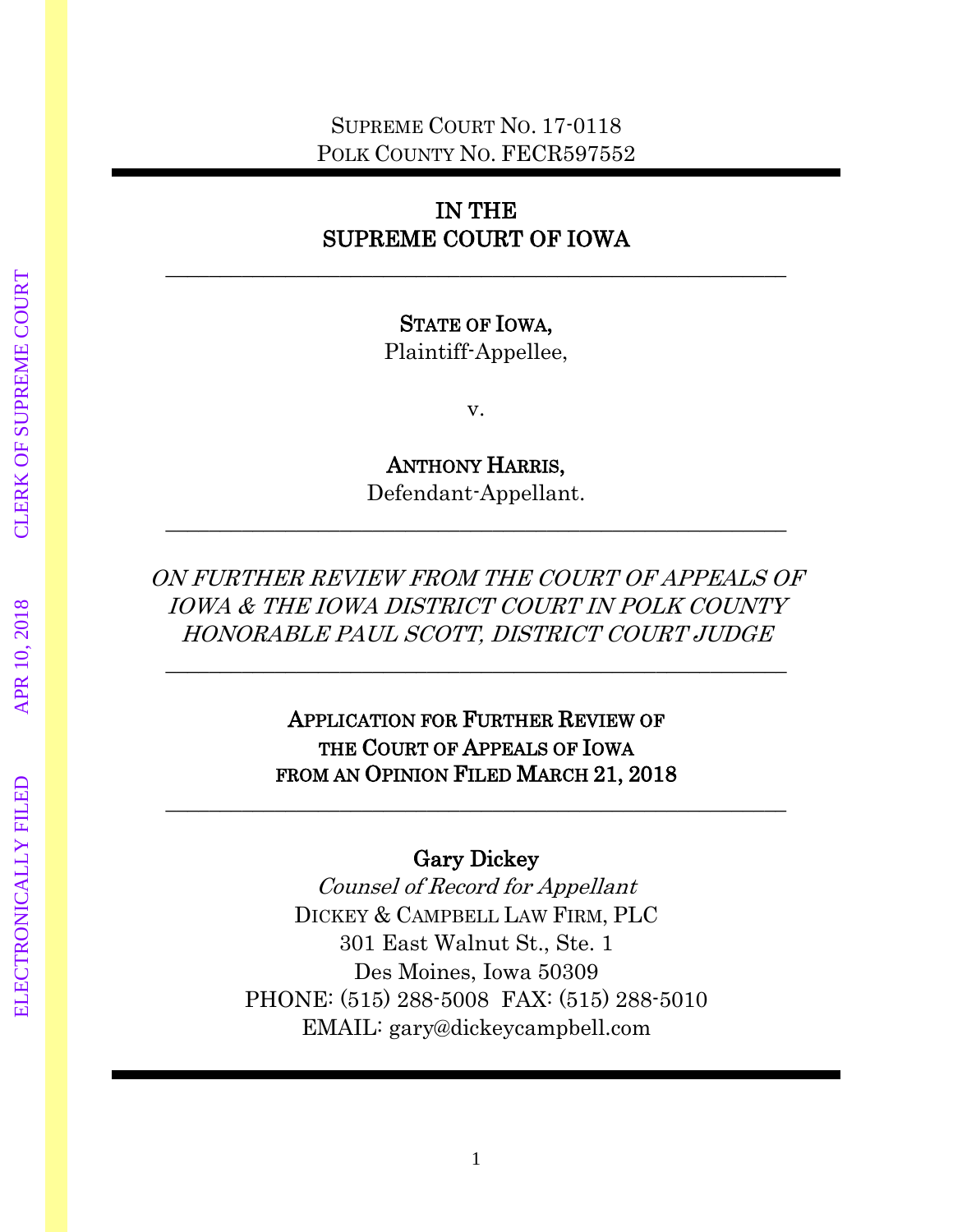SUPREME COURT NO. 17-0118
POLK COUNTY NO. FECR597552

---

# IN THE SUPREME COURT OF IOWA

---

**STATE OF IOWA,**
Plaintiff-Appellee,

v.

**ANTHONY HARRIS,**
Defendant-Appellant.

---

*ON FURTHER REVIEW FROM THE COURT OF APPEALS OF IOWA & THE IOWA DISTRICT COURT IN POLK COUNTY HONORABLE PAUL SCOTT, DISTRICT COURT JUDGE*

---

**APPLICATION FOR FURTHER REVIEW OF THE COURT OF APPEALS OF IOWA FROM AN OPINION FILED MARCH 21, 2018**

---

**Gary Dickey**
*Counsel of Record for Appellant*
DICKEY & CAMPBELL LAW FIRM, PLC
301 East Walnut St., Ste. 1
Des Moines, Iowa 50309
PHONE: (515) 288-5008 FAX: (515) 288-5010
EMAIL: gary@dickeycampbell.com

ELECTRONICALLY FILED APR 10, 2018 CLERK OF SUPREME COURT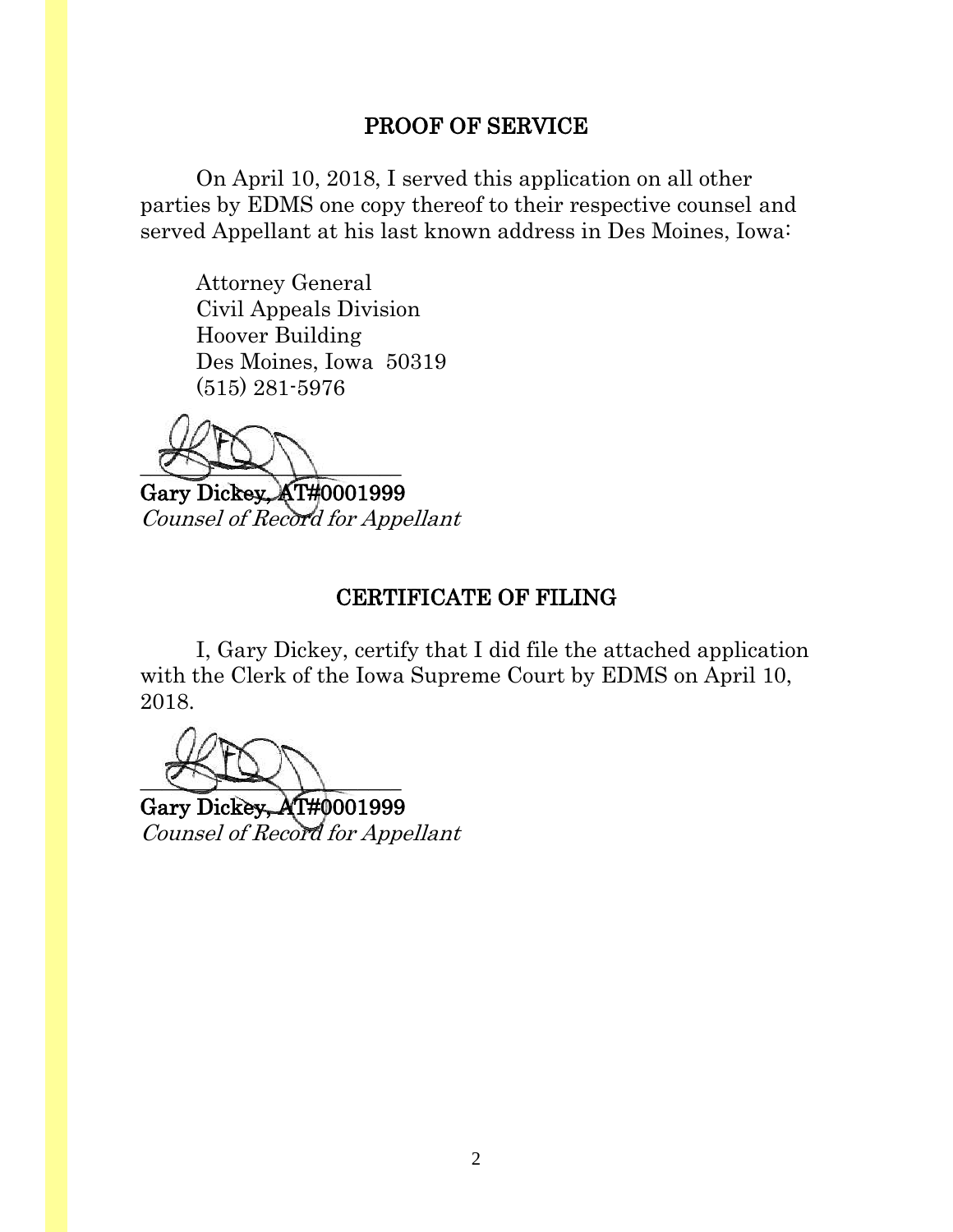## PROOF OF SERVICE

On April 10, 2018, I served this application on all other parties by EDMS one copy thereof to their respective counsel and served Appellant at his last known address in Des Moines, Iowa:

Attorney General
Civil Appeals Division
Hoover Building
Des Moines, Iowa 50319
(515) 281-5976

**Gary Dickey, AT#0001999**
*Counsel of Record for Appellant*

## CERTIFICATE OF FILING

I, Gary Dickey, certify that I did file the attached application with the Clerk of the Iowa Supreme Court by EDMS on April 10, 2018.

**Gary Dickey, AT#0001999**
*Counsel of Record for Appellant*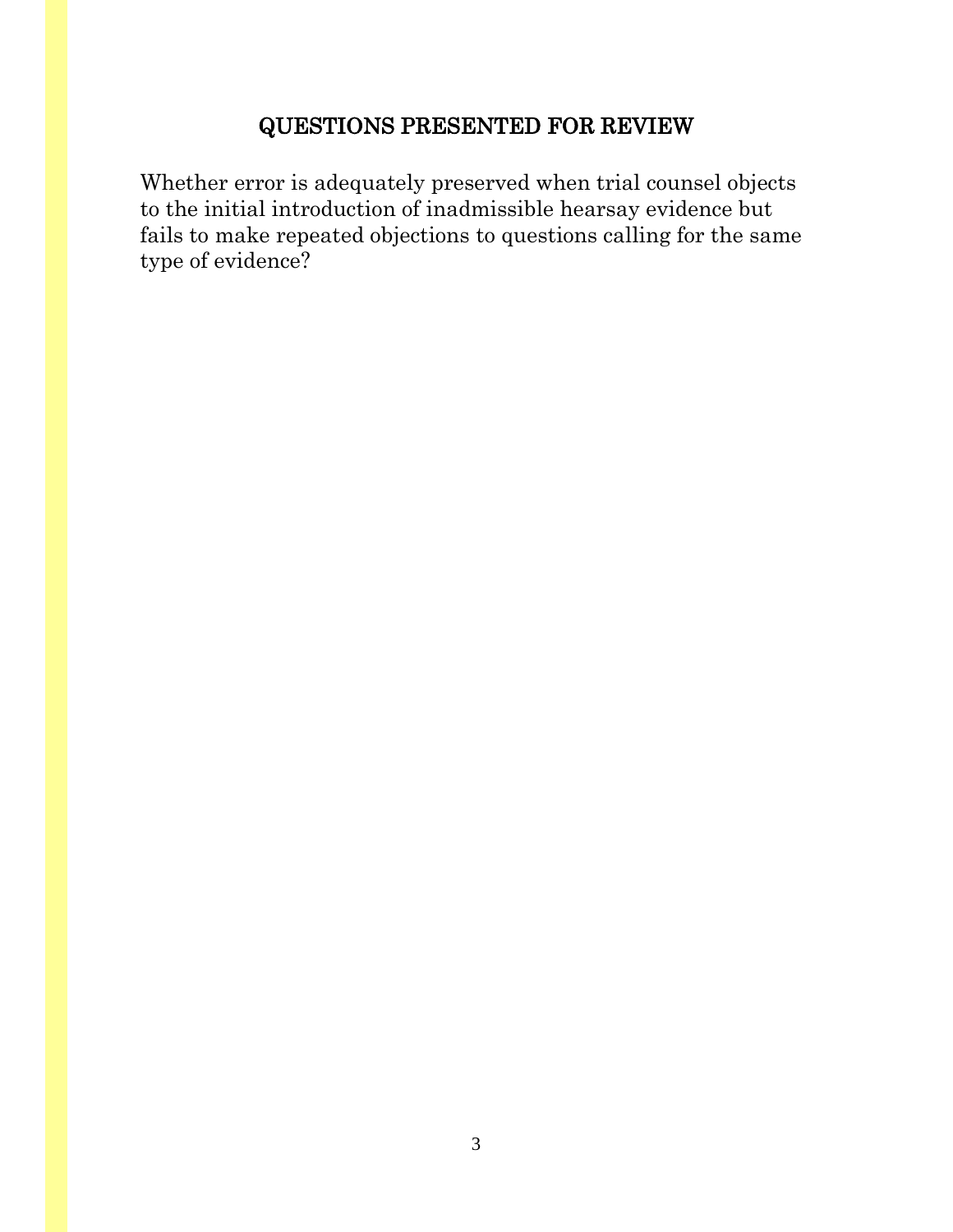## QUESTIONS PRESENTED FOR REVIEW

Whether error is adequately preserved when trial counsel objects to the initial introduction of inadmissible hearsay evidence but fails to make repeated objections to questions calling for the same type of evidence?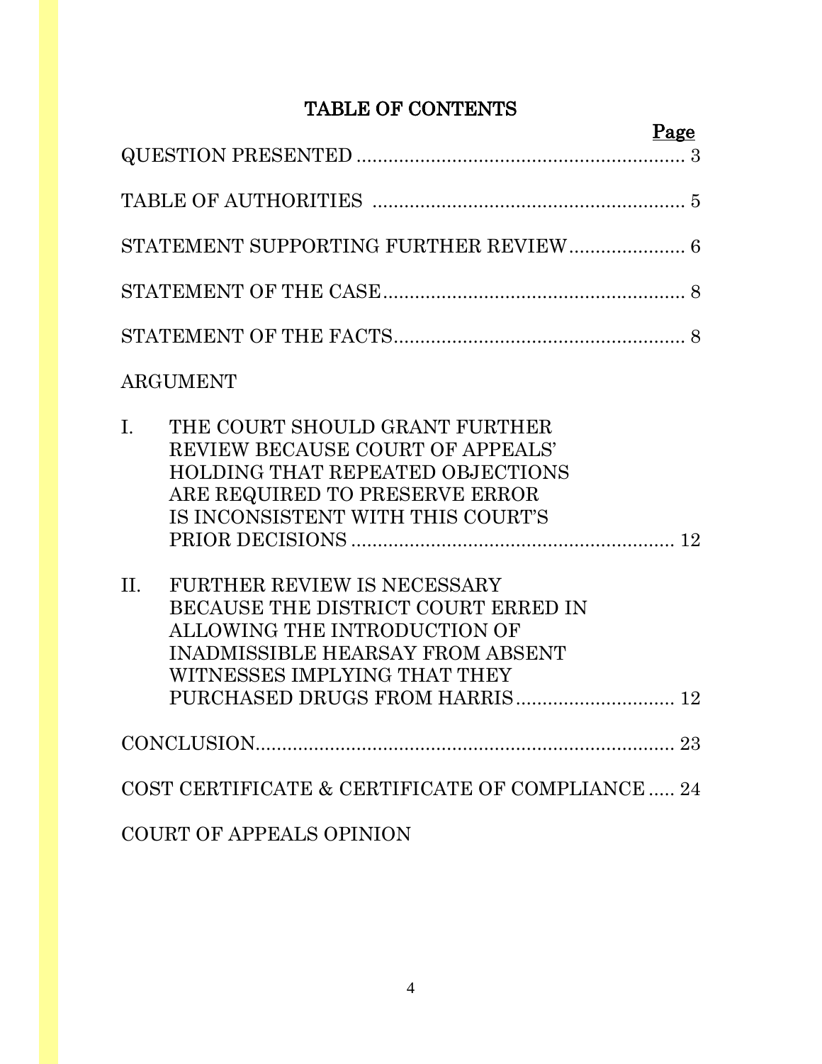# TABLE OF CONTENTS

| | Page |
|---|---|
| QUESTION PRESENTED | 3 |
| TABLE OF AUTHORITIES | 5 |
| STATEMENT SUPPORTING FURTHER REVIEW | 6 |
| STATEMENT OF THE CASE | 8 |
| STATEMENT OF THE FACTS | 8 |
| ARGUMENT | |
| I. THE COURT SHOULD GRANT FURTHER REVIEW BECAUSE COURT OF APPEALS' HOLDING THAT REPEATED OBJECTIONS ARE REQUIRED TO PRESERVE ERROR IS INCONSISTENT WITH THIS COURT'S PRIOR DECISIONS | 12 |
| II. FURTHER REVIEW IS NECESSARY BECAUSE THE DISTRICT COURT ERRED IN ALLOWING THE INTRODUCTION OF INADMISSIBLE HEARSAY FROM ABSENT WITNESSES IMPLYING THAT THEY PURCHASED DRUGS FROM HARRIS | 12 |
| CONCLUSION | 23 |
| COST CERTIFICATE & CERTIFICATE OF COMPLIANCE | 24 |
| COURT OF APPEALS OPINION | |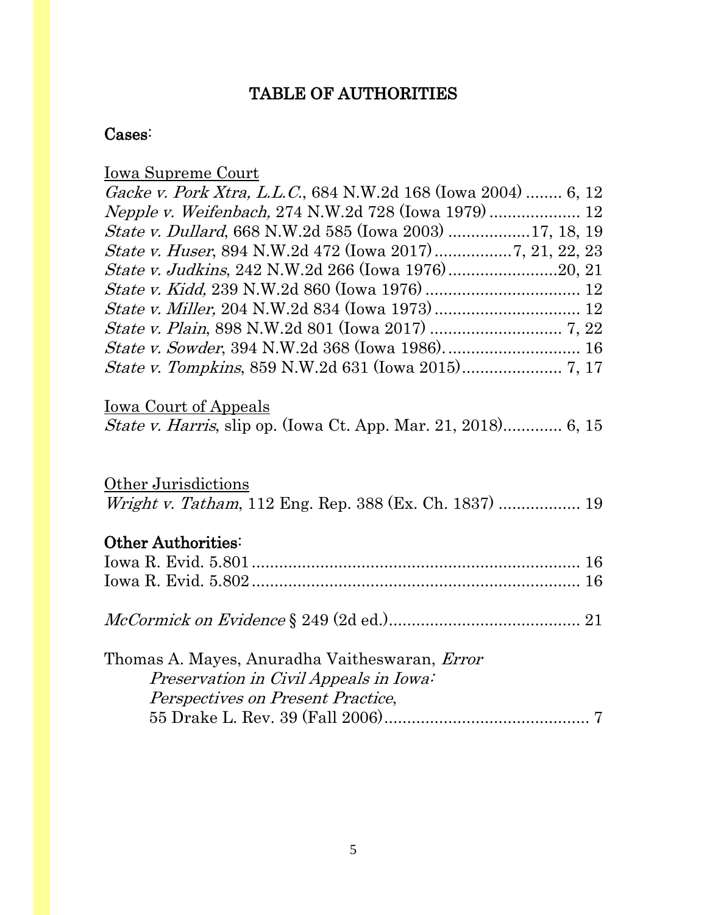# TABLE OF AUTHORITIES

## Cases:

Iowa Supreme Court

*Gacke v. Pork Xtra, L.L.C.*, 684 N.W.2d 168 (Iowa 2004) ........ 6, 12
*Nepple v. Weifenbach,* 274 N.W.2d 728 (Iowa 1979) .................... 12
*State v. Dullard*, 668 N.W.2d 585 (Iowa 2003) .................17, 18, 19
*State v. Huser*, 894 N.W.2d 472 (Iowa 2017) .................7, 21, 22, 23
*State v. Judkins*, 242 N.W.2d 266 (Iowa 1976) ........................20, 21
*State v. Kidd,* 239 N.W.2d 860 (Iowa 1976) .................................. 12
*State v. Miller,* 204 N.W.2d 834 (Iowa 1973) ................................ 12
*State v. Plain*, 898 N.W.2d 801 (Iowa 2017) ............................. 7, 22
*State v. Sowder*, 394 N.W.2d 368 (Iowa 1986). ............................. 16
*State v. Tompkins*, 859 N.W.2d 631 (Iowa 2015) ...................... 7, 17

Iowa Court of Appeals

*State v. Harris*, slip op. (Iowa Ct. App. Mar. 21, 2018)............. 6, 15

Other Jurisdictions

*Wright v. Tatham*, 112 Eng. Rep. 388 (Ex. Ch. 1837) ................. 19

## Other Authorities:

Iowa R. Evid. 5.801 ....................................................................... 16
Iowa R. Evid. 5.802 ....................................................................... 16

*McCormick on Evidence* § 249 (2d ed.) .......................................... 21

Thomas A. Mayes, Anuradha Vaitheswaran, *Error Preservation in Civil Appeals in Iowa: Perspectives on Present Practice*, 55 Drake L. Rev. 39 (Fall 2006) ............................................. 7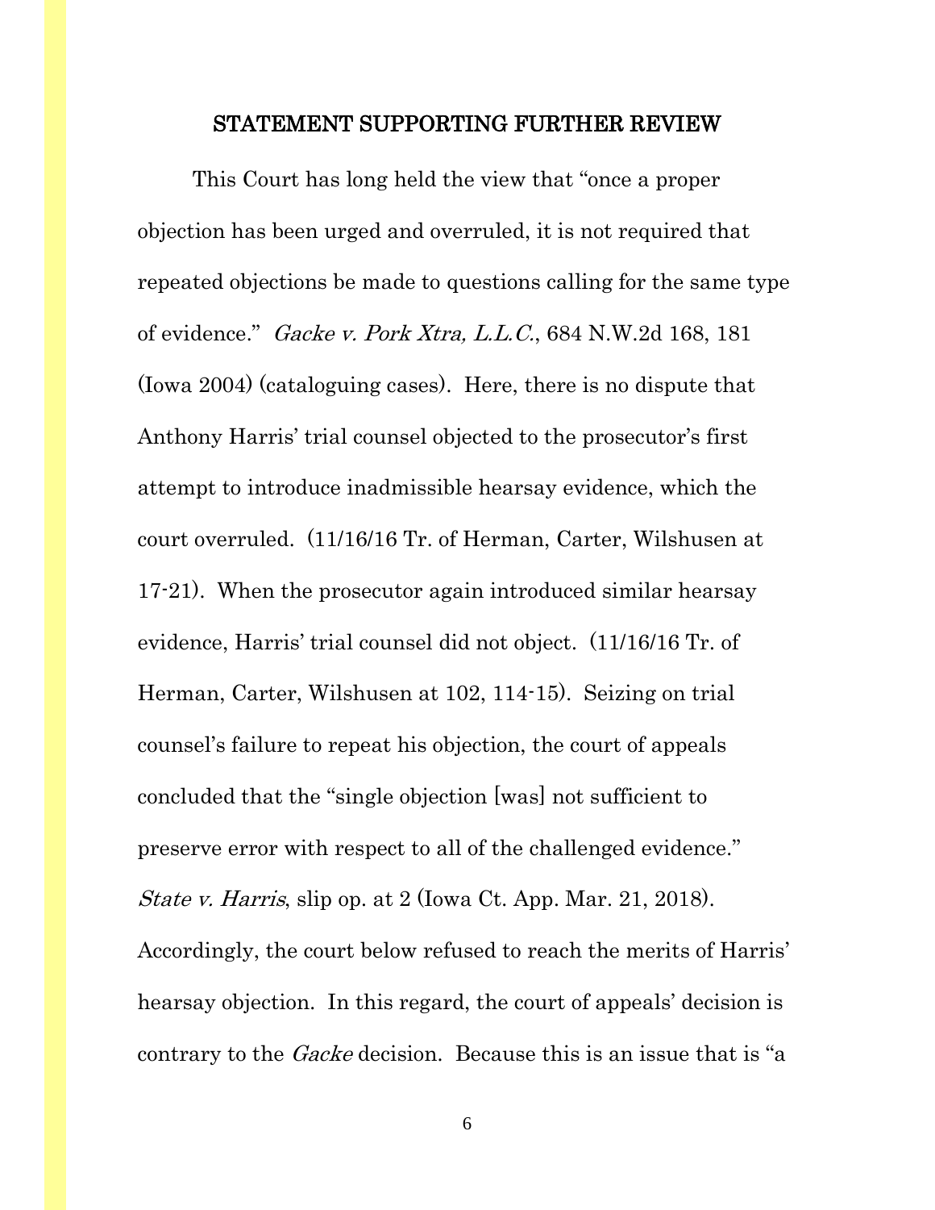## STATEMENT SUPPORTING FURTHER REVIEW

This Court has long held the view that "once a proper objection has been urged and overruled, it is not required that repeated objections be made to questions calling for the same type of evidence." *Gacke v. Pork Xtra, L.L.C.*, 684 N.W.2d 168, 181 (Iowa 2004) (cataloguing cases). Here, there is no dispute that Anthony Harris' trial counsel objected to the prosecutor's first attempt to introduce inadmissible hearsay evidence, which the court overruled. (11/16/16 Tr. of Herman, Carter, Wilshusen at 17-21). When the prosecutor again introduced similar hearsay evidence, Harris' trial counsel did not object. (11/16/16 Tr. of Herman, Carter, Wilshusen at 102, 114-15). Seizing on trial counsel's failure to repeat his objection, the court of appeals concluded that the "single objection [was] not sufficient to preserve error with respect to all of the challenged evidence." *State v. Harris*, slip op. at 2 (Iowa Ct. App. Mar. 21, 2018). Accordingly, the court below refused to reach the merits of Harris' hearsay objection. In this regard, the court of appeals' decision is contrary to the *Gacke* decision. Because this is an issue that is "a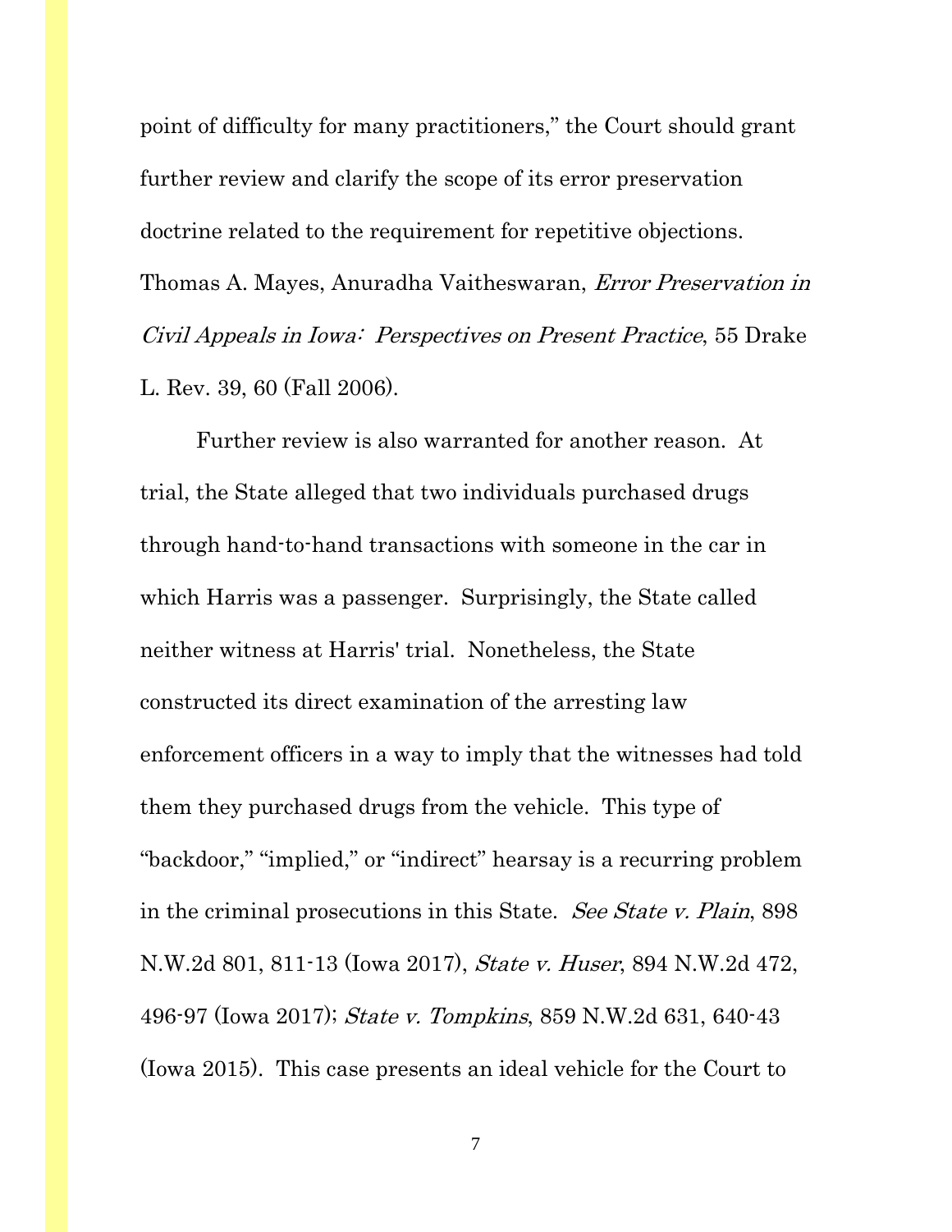point of difficulty for many practitioners," the Court should grant further review and clarify the scope of its error preservation doctrine related to the requirement for repetitive objections. Thomas A. Mayes, Anuradha Vaitheswaran, *Error Preservation in Civil Appeals in Iowa: Perspectives on Present Practice*, 55 Drake L. Rev. 39, 60 (Fall 2006).

Further review is also warranted for another reason. At trial, the State alleged that two individuals purchased drugs through hand-to-hand transactions with someone in the car in which Harris was a passenger. Surprisingly, the State called neither witness at Harris' trial. Nonetheless, the State constructed its direct examination of the arresting law enforcement officers in a way to imply that the witnesses had told them they purchased drugs from the vehicle. This type of "backdoor," "implied," or "indirect" hearsay is a recurring problem in the criminal prosecutions in this State. *See State v. Plain*, 898 N.W.2d 801, 811-13 (Iowa 2017), *State v. Huser*, 894 N.W.2d 472, 496-97 (Iowa 2017); *State v. Tompkins*, 859 N.W.2d 631, 640-43 (Iowa 2015). This case presents an ideal vehicle for the Court to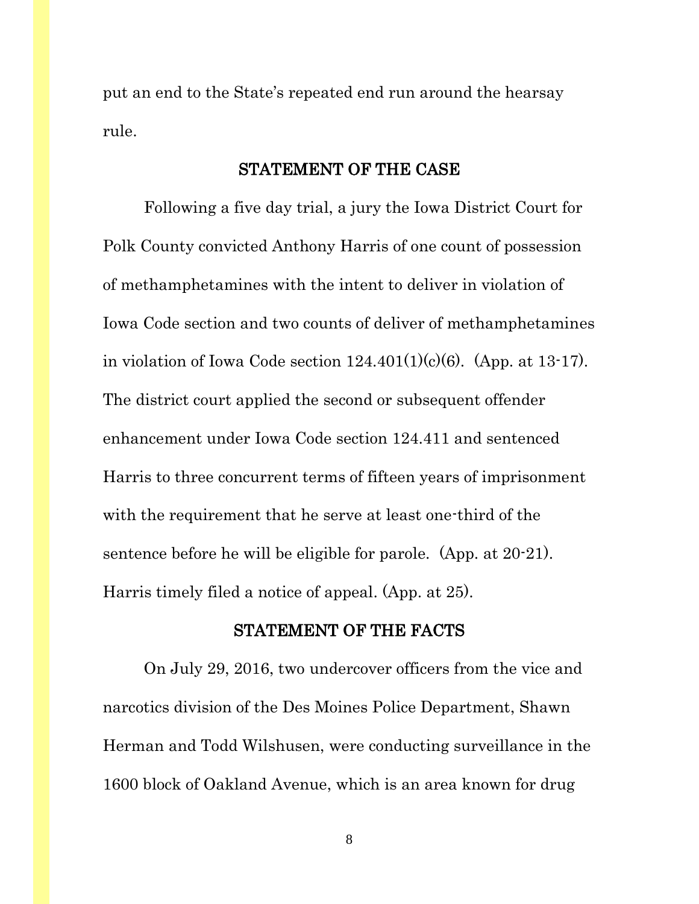put an end to the State's repeated end run around the hearsay rule.

## STATEMENT OF THE CASE

Following a five day trial, a jury the Iowa District Court for Polk County convicted Anthony Harris of one count of possession of methamphetamines with the intent to deliver in violation of Iowa Code section and two counts of deliver of methamphetamines in violation of Iowa Code section 124.401(1)(c)(6). (App. at 13-17). The district court applied the second or subsequent offender enhancement under Iowa Code section 124.411 and sentenced Harris to three concurrent terms of fifteen years of imprisonment with the requirement that he serve at least one-third of the sentence before he will be eligible for parole. (App. at 20-21). Harris timely filed a notice of appeal. (App. at 25).

## STATEMENT OF THE FACTS

On July 29, 2016, two undercover officers from the vice and narcotics division of the Des Moines Police Department, Shawn Herman and Todd Wilshusen, were conducting surveillance in the 1600 block of Oakland Avenue, which is an area known for drug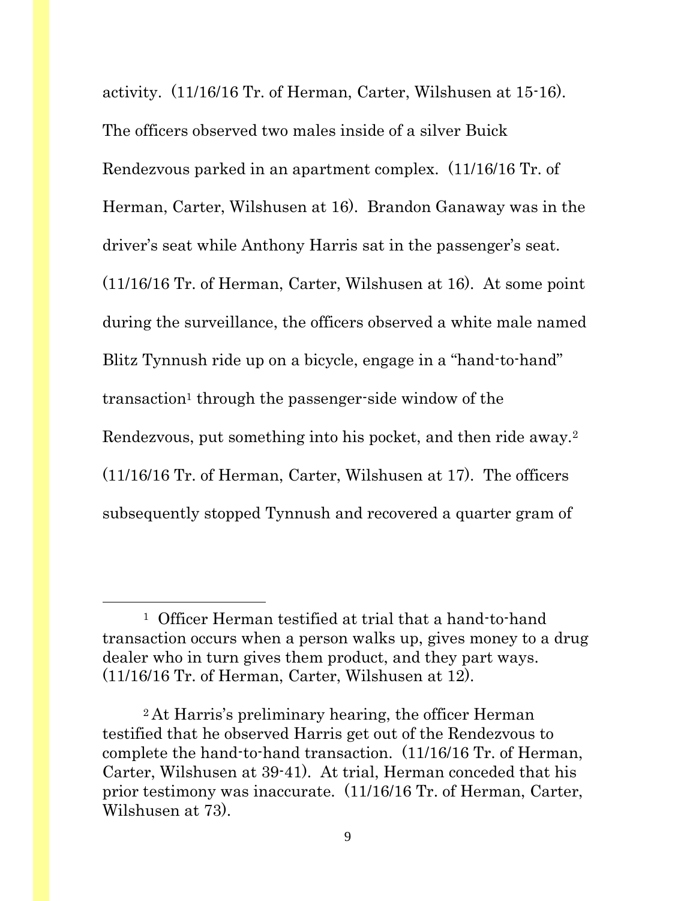activity. (11/16/16 Tr. of Herman, Carter, Wilshusen at 15-16). The officers observed two males inside of a silver Buick Rendezvous parked in an apartment complex. (11/16/16 Tr. of Herman, Carter, Wilshusen at 16). Brandon Ganaway was in the driver's seat while Anthony Harris sat in the passenger's seat. (11/16/16 Tr. of Herman, Carter, Wilshusen at 16). At some point during the surveillance, the officers observed a white male named Blitz Tynnush ride up on a bicycle, engage in a "hand-to-hand" transaction[1] through the passenger-side window of the Rendezvous, put something into his pocket, and then ride away.[2] (11/16/16 Tr. of Herman, Carter, Wilshusen at 17). The officers subsequently stopped Tynnush and recovered a quarter gram of

---

[1] Officer Herman testified at trial that a hand-to-hand transaction occurs when a person walks up, gives money to a drug dealer who in turn gives them product, and they part ways. (11/16/16 Tr. of Herman, Carter, Wilshusen at 12).

[2] At Harris's preliminary hearing, the officer Herman testified that he observed Harris get out of the Rendezvous to complete the hand-to-hand transaction. (11/16/16 Tr. of Herman, Carter, Wilshusen at 39-41). At trial, Herman conceded that his prior testimony was inaccurate. (11/16/16 Tr. of Herman, Carter, Wilshusen at 73).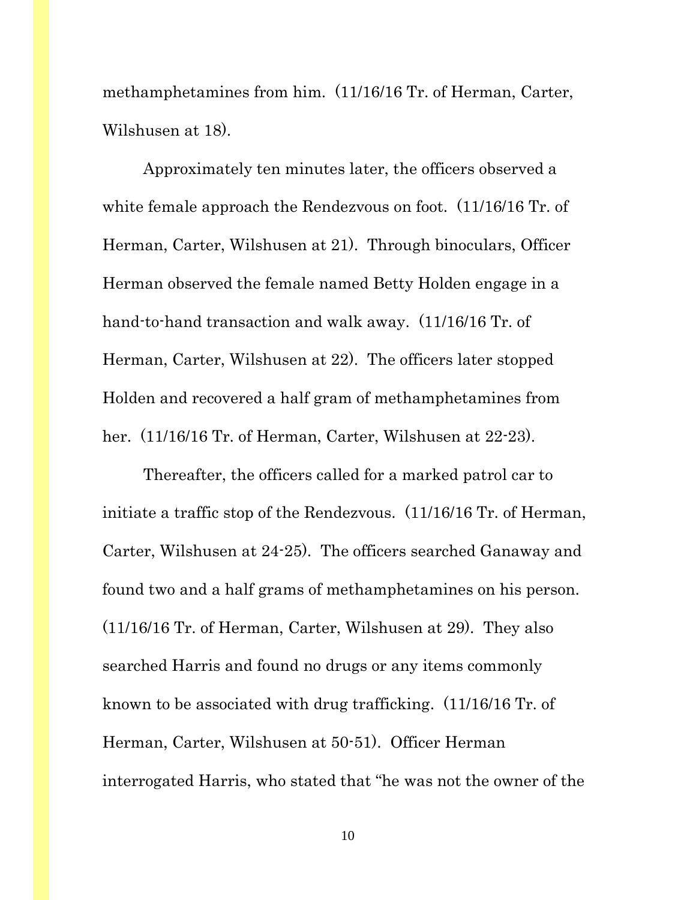methamphetamines from him. (11/16/16 Tr. of Herman, Carter, Wilshusen at 18).

Approximately ten minutes later, the officers observed a white female approach the Rendezvous on foot. (11/16/16 Tr. of Herman, Carter, Wilshusen at 21). Through binoculars, Officer Herman observed the female named Betty Holden engage in a hand-to-hand transaction and walk away. (11/16/16 Tr. of Herman, Carter, Wilshusen at 22). The officers later stopped Holden and recovered a half gram of methamphetamines from her. (11/16/16 Tr. of Herman, Carter, Wilshusen at 22-23).

Thereafter, the officers called for a marked patrol car to initiate a traffic stop of the Rendezvous. (11/16/16 Tr. of Herman, Carter, Wilshusen at 24-25). The officers searched Ganaway and found two and a half grams of methamphetamines on his person. (11/16/16 Tr. of Herman, Carter, Wilshusen at 29). They also searched Harris and found no drugs or any items commonly known to be associated with drug trafficking. (11/16/16 Tr. of Herman, Carter, Wilshusen at 50-51). Officer Herman interrogated Harris, who stated that "he was not the owner of the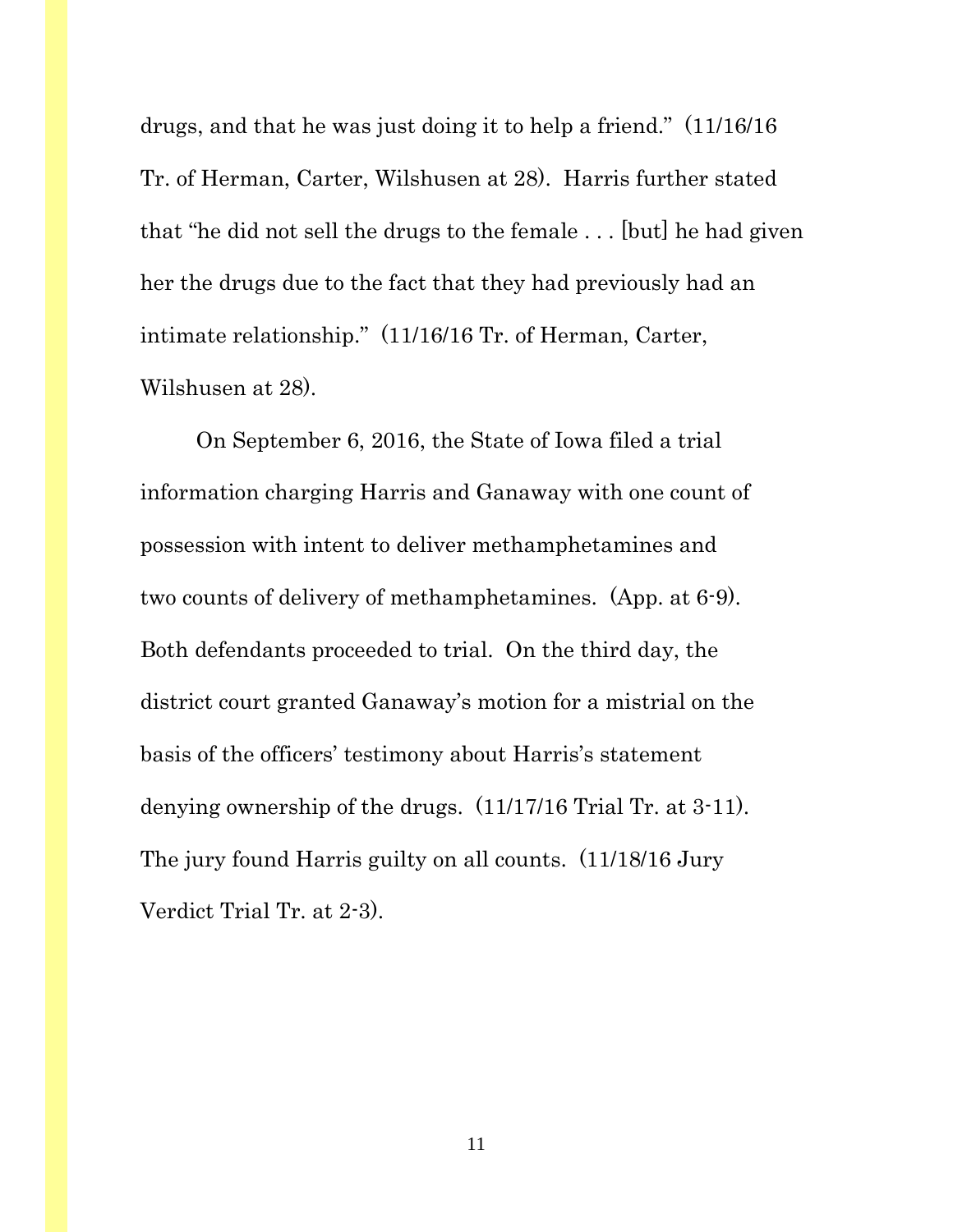drugs, and that he was just doing it to help a friend." (11/16/16 Tr. of Herman, Carter, Wilshusen at 28). Harris further stated that "he did not sell the drugs to the female . . . [but] he had given her the drugs due to the fact that they had previously had an intimate relationship." (11/16/16 Tr. of Herman, Carter, Wilshusen at 28).

On September 6, 2016, the State of Iowa filed a trial information charging Harris and Ganaway with one count of possession with intent to deliver methamphetamines and two counts of delivery of methamphetamines. (App. at 6-9). Both defendants proceeded to trial. On the third day, the district court granted Ganaway's motion for a mistrial on the basis of the officers' testimony about Harris's statement denying ownership of the drugs. (11/17/16 Trial Tr. at 3-11). The jury found Harris guilty on all counts. (11/18/16 Jury Verdict Trial Tr. at 2-3).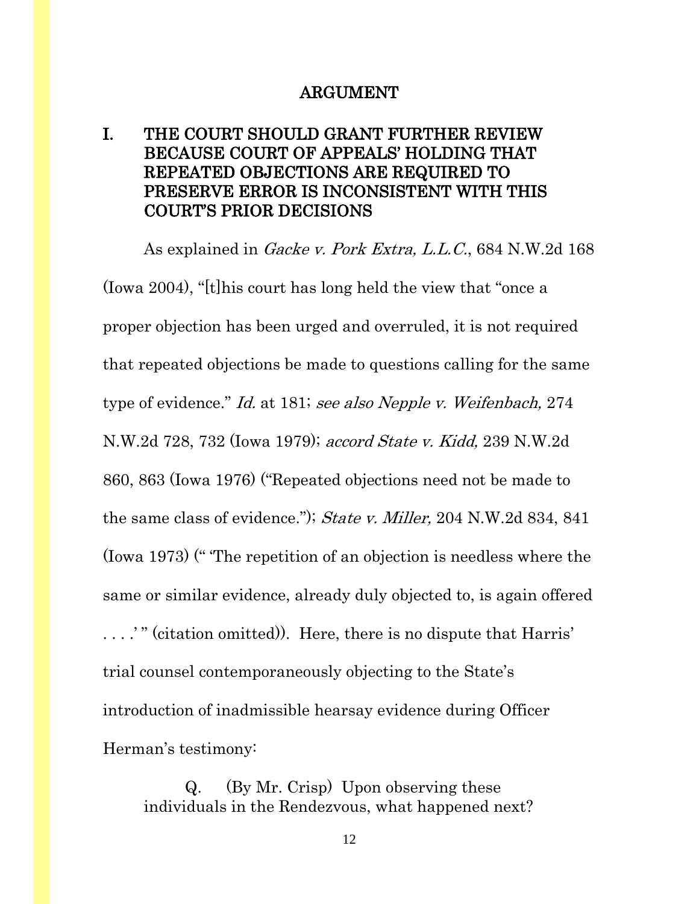## ARGUMENT

### I. THE COURT SHOULD GRANT FURTHER REVIEW BECAUSE COURT OF APPEALS' HOLDING THAT REPEATED OBJECTIONS ARE REQUIRED TO PRESERVE ERROR IS INCONSISTENT WITH THIS COURT'S PRIOR DECISIONS

As explained in *Gacke v. Pork Extra, L.L.C.*, 684 N.W.2d 168 (Iowa 2004), "[t]his court has long held the view that "once a proper objection has been urged and overruled, it is not required that repeated objections be made to questions calling for the same type of evidence." *Id.* at 181; *see also Nepple v. Weifenbach,* 274 N.W.2d 728, 732 (Iowa 1979); *accord State v. Kidd,* 239 N.W.2d 860, 863 (Iowa 1976) ("Repeated objections need not be made to the same class of evidence."); *State v. Miller,* 204 N.W.2d 834, 841 (Iowa 1973) (" 'The repetition of an objection is needless where the same or similar evidence, already duly objected to, is again offered . . . .' " (citation omitted)). Here, there is no dispute that Harris' trial counsel contemporaneously objecting to the State's introduction of inadmissible hearsay evidence during Officer Herman's testimony:

> Q. (By Mr. Crisp) Upon observing these individuals in the Rendezvous, what happened next?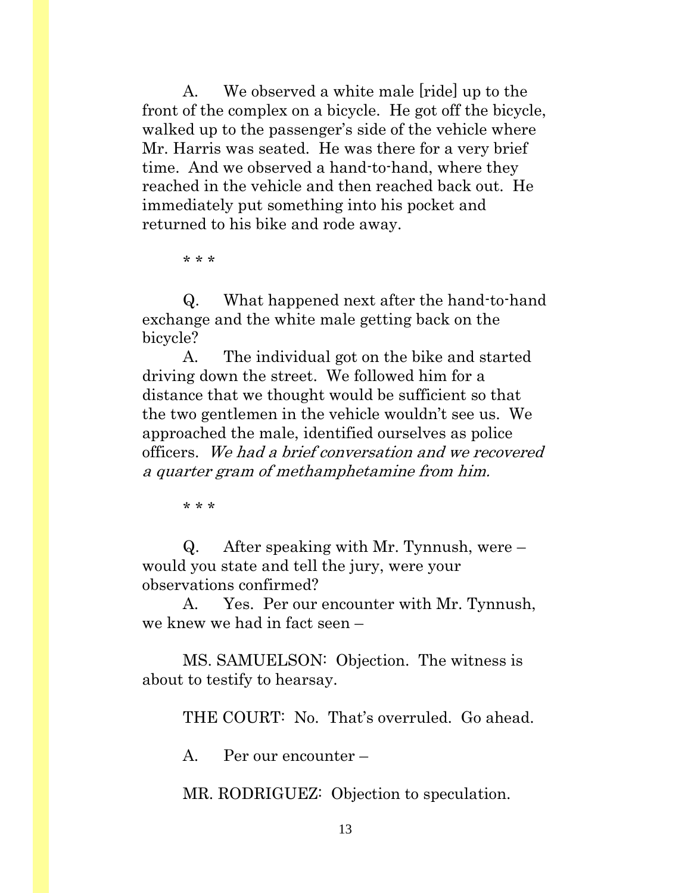A. We observed a white male [ride] up to the front of the complex on a bicycle. He got off the bicycle, walked up to the passenger's side of the vehicle where Mr. Harris was seated. He was there for a very brief time. And we observed a hand-to-hand, where they reached in the vehicle and then reached back out. He immediately put something into his pocket and returned to his bike and rode away.

\* \* \*

Q. What happened next after the hand-to-hand exchange and the white male getting back on the bicycle?

A. The individual got on the bike and started driving down the street. We followed him for a distance that we thought would be sufficient so that the two gentlemen in the vehicle wouldn't see us. We approached the male, identified ourselves as police officers. *We had a brief conversation and we recovered a quarter gram of methamphetamine from him.*

\* \* \*

Q. After speaking with Mr. Tynnush, were – would you state and tell the jury, were your observations confirmed?

A. Yes. Per our encounter with Mr. Tynnush, we knew we had in fact seen –

MS. SAMUELSON: Objection. The witness is about to testify to hearsay.

THE COURT: No. That's overruled. Go ahead.

A. Per our encounter –

MR. RODRIGUEZ: Objection to speculation.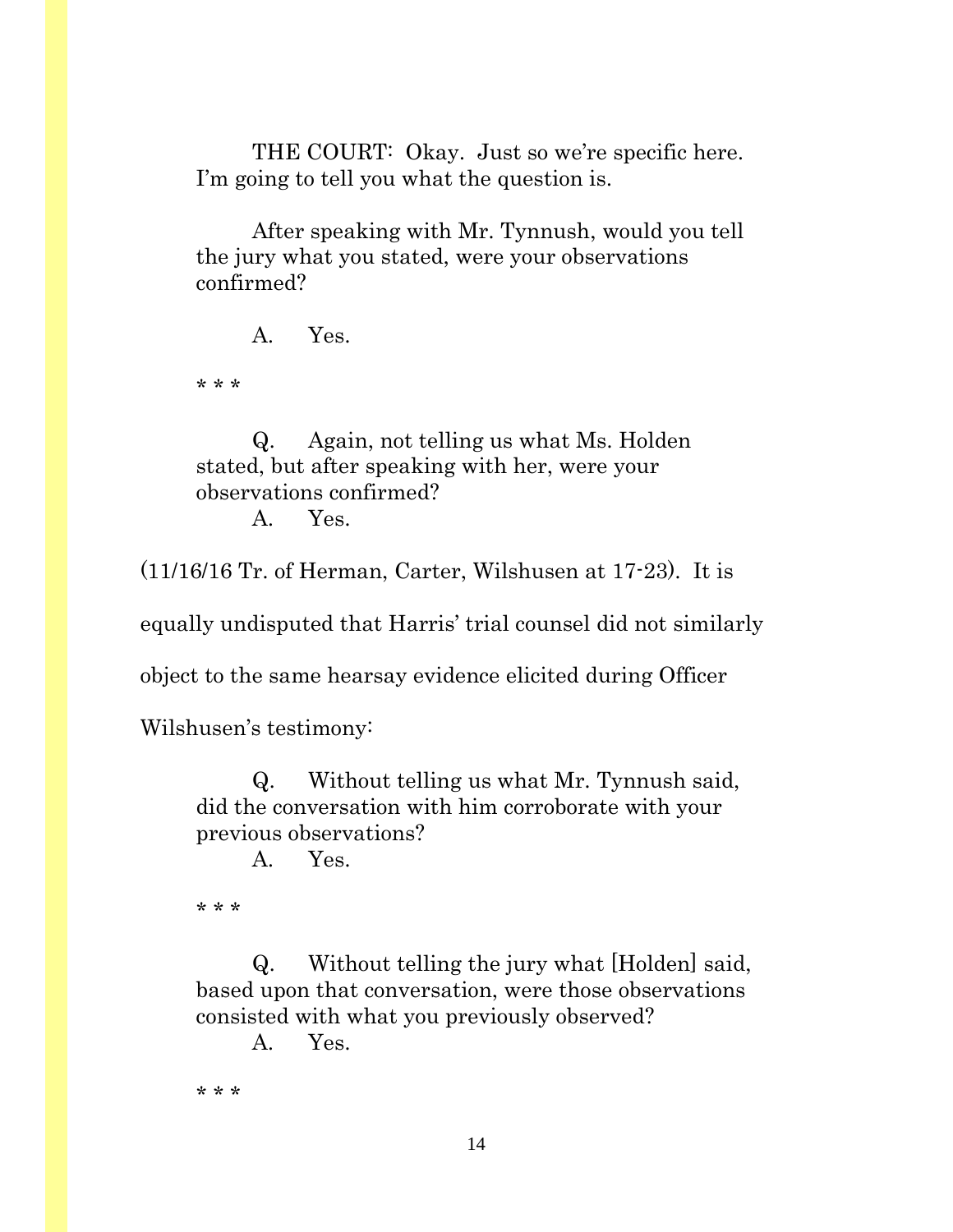> THE COURT: Okay. Just so we're specific here. I'm going to tell you what the question is.
>
> After speaking with Mr. Tynnush, would you tell the jury what you stated, were your observations confirmed?
>
> A. Yes.
>
> * * *
>
> Q. Again, not telling us what Ms. Holden stated, but after speaking with her, were your observations confirmed?
>
> A. Yes.

(11/16/16 Tr. of Herman, Carter, Wilshusen at 17-23). It is equally undisputed that Harris' trial counsel did not similarly object to the same hearsay evidence elicited during Officer Wilshusen's testimony:

> Q. Without telling us what Mr. Tynnush said, did the conversation with him corroborate with your previous observations?
>
> A. Yes.
>
> * * *
>
> Q. Without telling the jury what [Holden] said, based upon that conversation, were those observations consisted with what you previously observed?
>
> A. Yes.
>
> * * *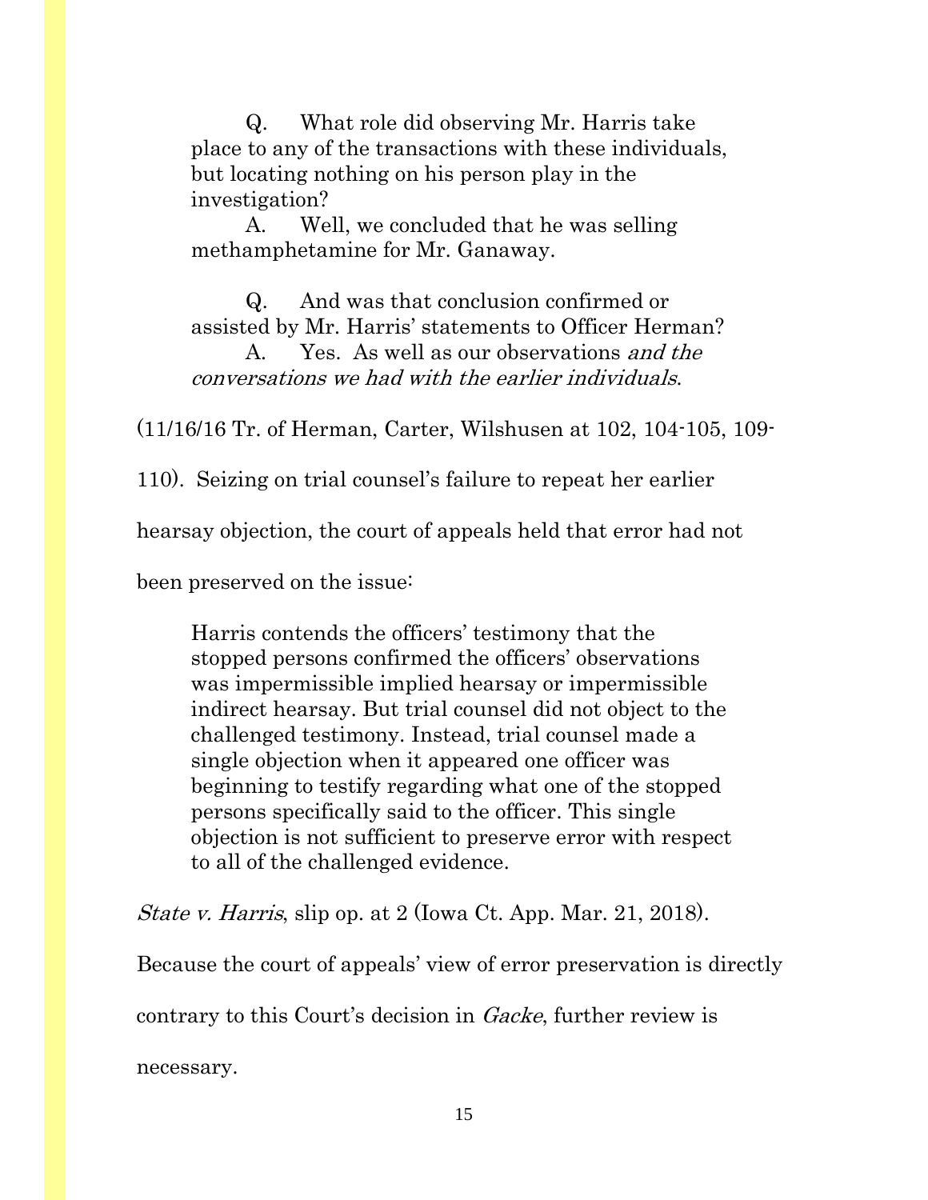> Q. What role did observing Mr. Harris take place to any of the transactions with these individuals, but locating nothing on his person play in the investigation?
>
> A. Well, we concluded that he was selling methamphetamine for Mr. Ganaway.
>
> Q. And was that conclusion confirmed or assisted by Mr. Harris' statements to Officer Herman?
>
> A. Yes. As well as our observations *and the conversations we had with the earlier individuals*.

(11/16/16 Tr. of Herman, Carter, Wilshusen at 102, 104-105, 109-110). Seizing on trial counsel's failure to repeat her earlier hearsay objection, the court of appeals held that error had not been preserved on the issue:

> Harris contends the officers' testimony that the stopped persons confirmed the officers' observations was impermissible implied hearsay or impermissible indirect hearsay. But trial counsel did not object to the challenged testimony. Instead, trial counsel made a single objection when it appeared one officer was beginning to testify regarding what one of the stopped persons specifically said to the officer. This single objection is not sufficient to preserve error with respect to all of the challenged evidence.

*State v. Harris*, slip op. at 2 (Iowa Ct. App. Mar. 21, 2018).

Because the court of appeals' view of error preservation is directly contrary to this Court's decision in *Gacke*, further review is necessary.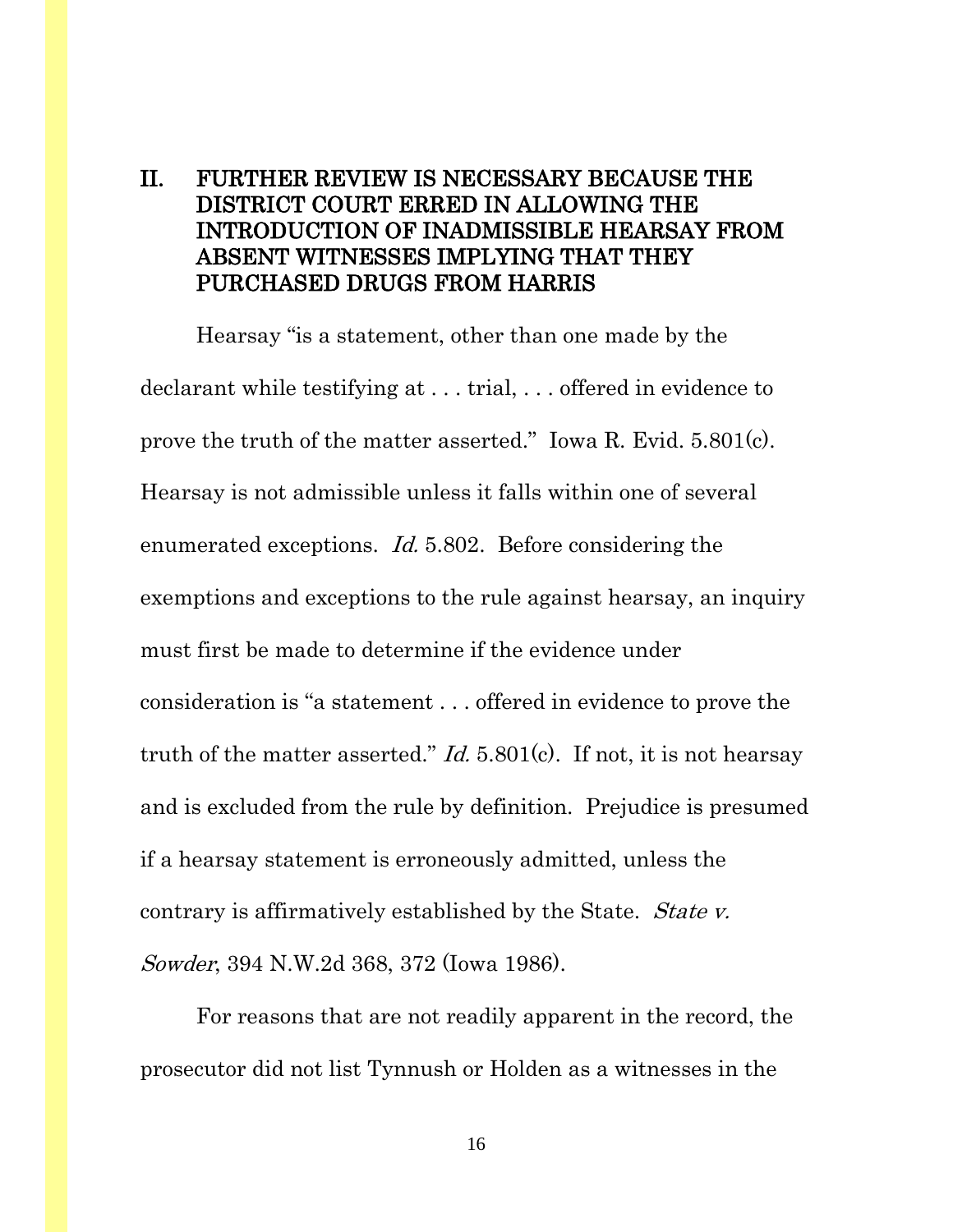## II. FURTHER REVIEW IS NECESSARY BECAUSE THE DISTRICT COURT ERRED IN ALLOWING THE INTRODUCTION OF INADMISSIBLE HEARSAY FROM ABSENT WITNESSES IMPLYING THAT THEY PURCHASED DRUGS FROM HARRIS

Hearsay "is a statement, other than one made by the declarant while testifying at . . . trial, . . . offered in evidence to prove the truth of the matter asserted." Iowa R. Evid. 5.801(c). Hearsay is not admissible unless it falls within one of several enumerated exceptions. *Id.* 5.802. Before considering the exemptions and exceptions to the rule against hearsay, an inquiry must first be made to determine if the evidence under consideration is "a statement . . . offered in evidence to prove the truth of the matter asserted." *Id.* 5.801(c). If not, it is not hearsay and is excluded from the rule by definition. Prejudice is presumed if a hearsay statement is erroneously admitted, unless the contrary is affirmatively established by the State. *State v. Sowder*, 394 N.W.2d 368, 372 (Iowa 1986).

For reasons that are not readily apparent in the record, the prosecutor did not list Tynnush or Holden as a witnesses in the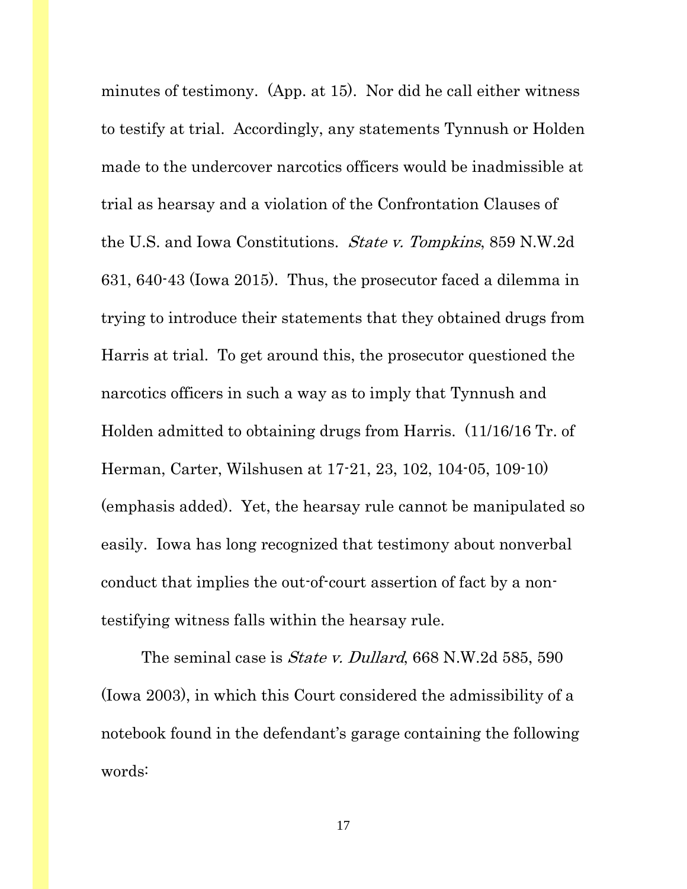minutes of testimony. (App. at 15). Nor did he call either witness to testify at trial. Accordingly, any statements Tynnush or Holden made to the undercover narcotics officers would be inadmissible at trial as hearsay and a violation of the Confrontation Clauses of the U.S. and Iowa Constitutions. *State v. Tompkins*, 859 N.W.2d 631, 640-43 (Iowa 2015). Thus, the prosecutor faced a dilemma in trying to introduce their statements that they obtained drugs from Harris at trial. To get around this, the prosecutor questioned the narcotics officers in such a way as to imply that Tynnush and Holden admitted to obtaining drugs from Harris. (11/16/16 Tr. of Herman, Carter, Wilshusen at 17-21, 23, 102, 104-05, 109-10) (emphasis added). Yet, the hearsay rule cannot be manipulated so easily. Iowa has long recognized that testimony about nonverbal conduct that implies the out-of-court assertion of fact by a non-testifying witness falls within the hearsay rule.

The seminal case is *State v. Dullard*, 668 N.W.2d 585, 590 (Iowa 2003), in which this Court considered the admissibility of a notebook found in the defendant's garage containing the following words: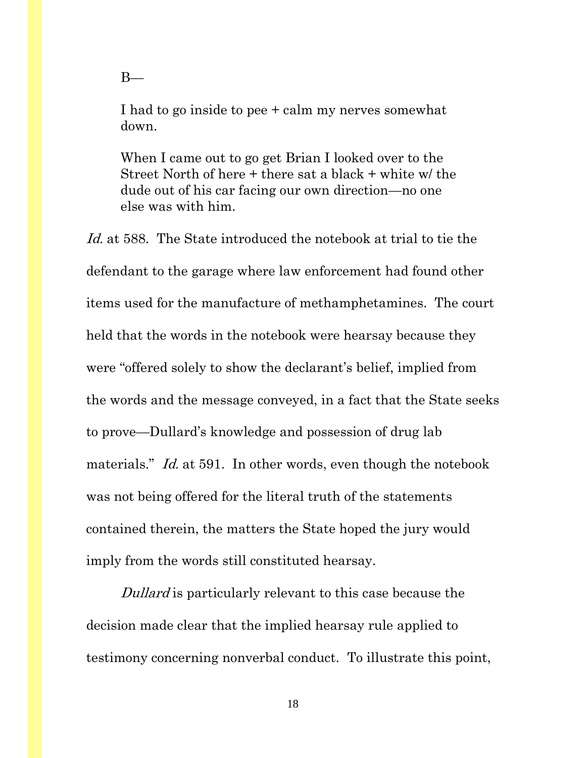> B—
>
> I had to go inside to pee + calm my nerves somewhat down.
>
> When I came out to go get Brian I looked over to the Street North of here + there sat a black + white w/ the dude out of his car facing our own direction—no one else was with him.

*Id.* at 588. The State introduced the notebook at trial to tie the defendant to the garage where law enforcement had found other items used for the manufacture of methamphetamines. The court held that the words in the notebook were hearsay because they were "offered solely to show the declarant's belief, implied from the words and the message conveyed, in a fact that the State seeks to prove—Dullard's knowledge and possession of drug lab materials." *Id.* at 591. In other words, even though the notebook was not being offered for the literal truth of the statements contained therein, the matters the State hoped the jury would imply from the words still constituted hearsay.

*Dullard* is particularly relevant to this case because the decision made clear that the implied hearsay rule applied to testimony concerning nonverbal conduct. To illustrate this point,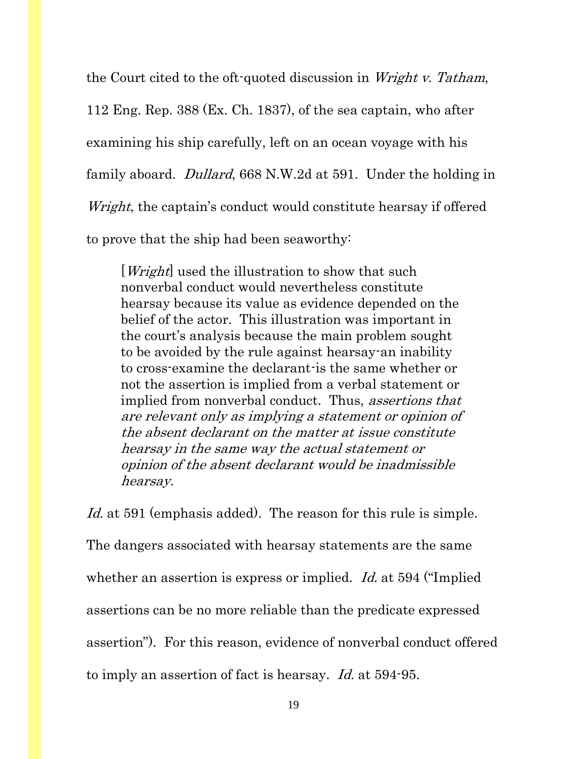the Court cited to the oft-quoted discussion in *Wright v. Tatham*, 112 Eng. Rep. 388 (Ex. Ch. 1837), of the sea captain, who after examining his ship carefully, left on an ocean voyage with his family aboard. *Dullard*, 668 N.W.2d at 591. Under the holding in *Wright*, the captain's conduct would constitute hearsay if offered to prove that the ship had been seaworthy:

> [*Wright*] used the illustration to show that such nonverbal conduct would nevertheless constitute hearsay because its value as evidence depended on the belief of the actor. This illustration was important in the court's analysis because the main problem sought to be avoided by the rule against hearsay-an inability to cross-examine the declarant-is the same whether or not the assertion is implied from a verbal statement or implied from nonverbal conduct. Thus, *assertions that are relevant only as implying a statement or opinion of the absent declarant on the matter at issue constitute hearsay in the same way the actual statement or opinion of the absent declarant would be inadmissible hearsay.*

*Id.* at 591 (emphasis added). The reason for this rule is simple. The dangers associated with hearsay statements are the same whether an assertion is express or implied. *Id.* at 594 ("Implied assertions can be no more reliable than the predicate expressed assertion"). For this reason, evidence of nonverbal conduct offered to imply an assertion of fact is hearsay. *Id.* at 594-95.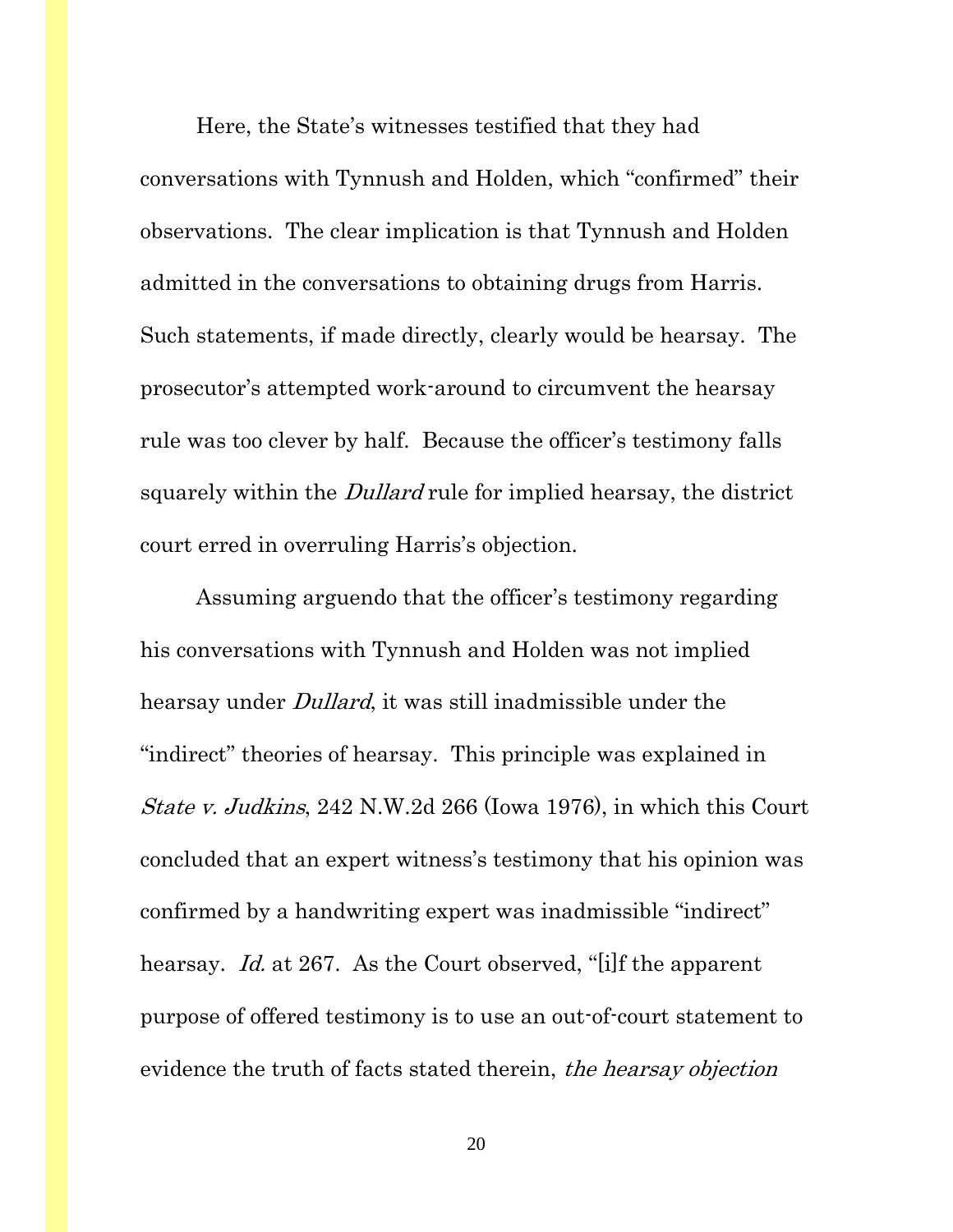Here, the State's witnesses testified that they had conversations with Tynnush and Holden, which "confirmed" their observations. The clear implication is that Tynnush and Holden admitted in the conversations to obtaining drugs from Harris. Such statements, if made directly, clearly would be hearsay. The prosecutor's attempted work-around to circumvent the hearsay rule was too clever by half. Because the officer's testimony falls squarely within the *Dullard* rule for implied hearsay, the district court erred in overruling Harris's objection.

Assuming arguendo that the officer's testimony regarding his conversations with Tynnush and Holden was not implied hearsay under *Dullard*, it was still inadmissible under the "indirect" theories of hearsay. This principle was explained in *State v. Judkins*, 242 N.W.2d 266 (Iowa 1976), in which this Court concluded that an expert witness's testimony that his opinion was confirmed by a handwriting expert was inadmissible "indirect" hearsay. *Id.* at 267. As the Court observed, "[i]f the apparent purpose of offered testimony is to use an out-of-court statement to evidence the truth of facts stated therein, *the hearsay objection*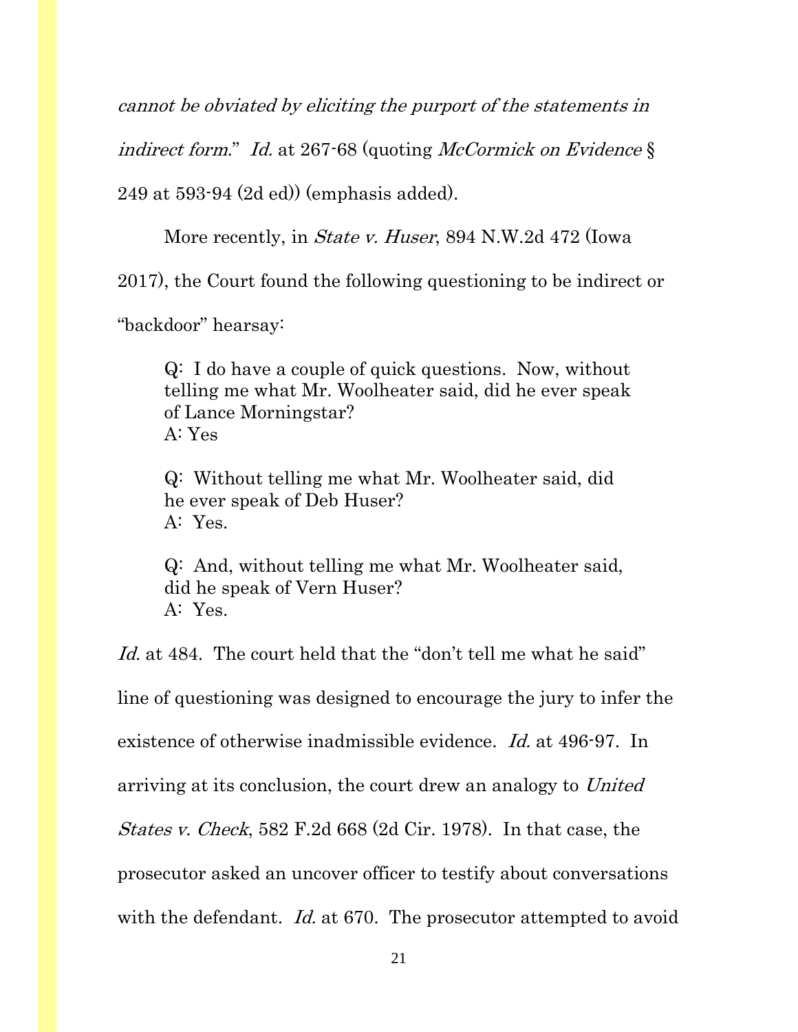*cannot be obviated by eliciting the purport of the statements in indirect form*." *Id.* at 267-68 (quoting *McCormick on Evidence* § 249 at 593-94 (2d ed)) (emphasis added).

More recently, in *State v. Huser*, 894 N.W.2d 472 (Iowa 2017), the Court found the following questioning to be indirect or "backdoor" hearsay:

> Q: I do have a couple of quick questions. Now, without telling me what Mr. Woolheater said, did he ever speak of Lance Morningstar?
> A: Yes
>
> Q: Without telling me what Mr. Woolheater said, did he ever speak of Deb Huser?
> A: Yes.
>
> Q: And, without telling me what Mr. Woolheater said, did he speak of Vern Huser?
> A: Yes.

*Id.* at 484. The court held that the "don't tell me what he said" line of questioning was designed to encourage the jury to infer the existence of otherwise inadmissible evidence. *Id.* at 496-97. In arriving at its conclusion, the court drew an analogy to *United States v. Check*, 582 F.2d 668 (2d Cir. 1978). In that case, the prosecutor asked an uncover officer to testify about conversations with the defendant. *Id.* at 670. The prosecutor attempted to avoid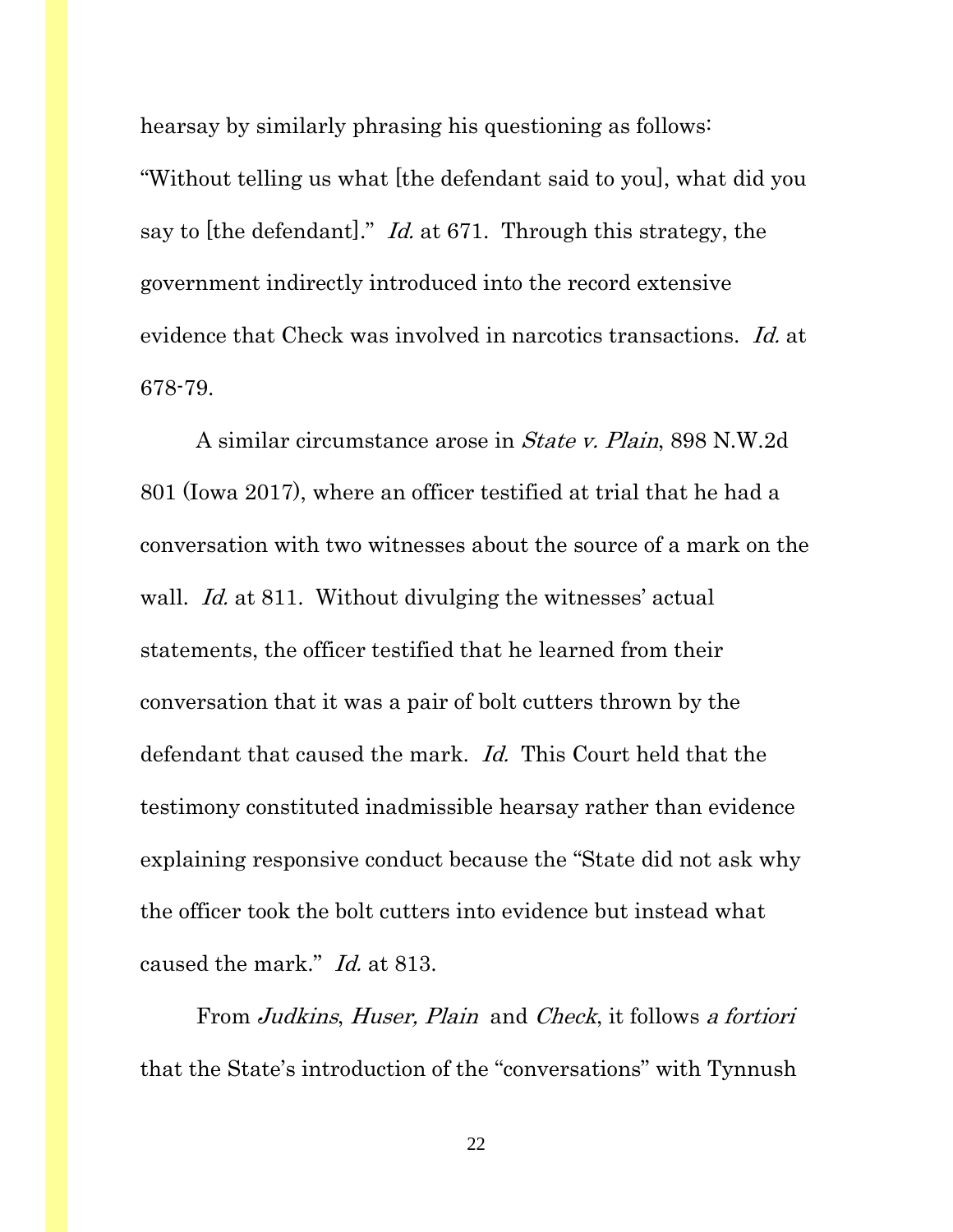hearsay by similarly phrasing his questioning as follows: "Without telling us what [the defendant said to you], what did you say to [the defendant]." *Id.* at 671. Through this strategy, the government indirectly introduced into the record extensive evidence that Check was involved in narcotics transactions. *Id.* at 678-79.

A similar circumstance arose in *State v. Plain*, 898 N.W.2d 801 (Iowa 2017), where an officer testified at trial that he had a conversation with two witnesses about the source of a mark on the wall. *Id.* at 811. Without divulging the witnesses' actual statements, the officer testified that he learned from their conversation that it was a pair of bolt cutters thrown by the defendant that caused the mark. *Id.* This Court held that the testimony constituted inadmissible hearsay rather than evidence explaining responsive conduct because the "State did not ask why the officer took the bolt cutters into evidence but instead what caused the mark." *Id.* at 813.

From *Judkins*, *Huser, Plain* and *Check*, it follows *a fortiori* that the State's introduction of the "conversations" with Tynnush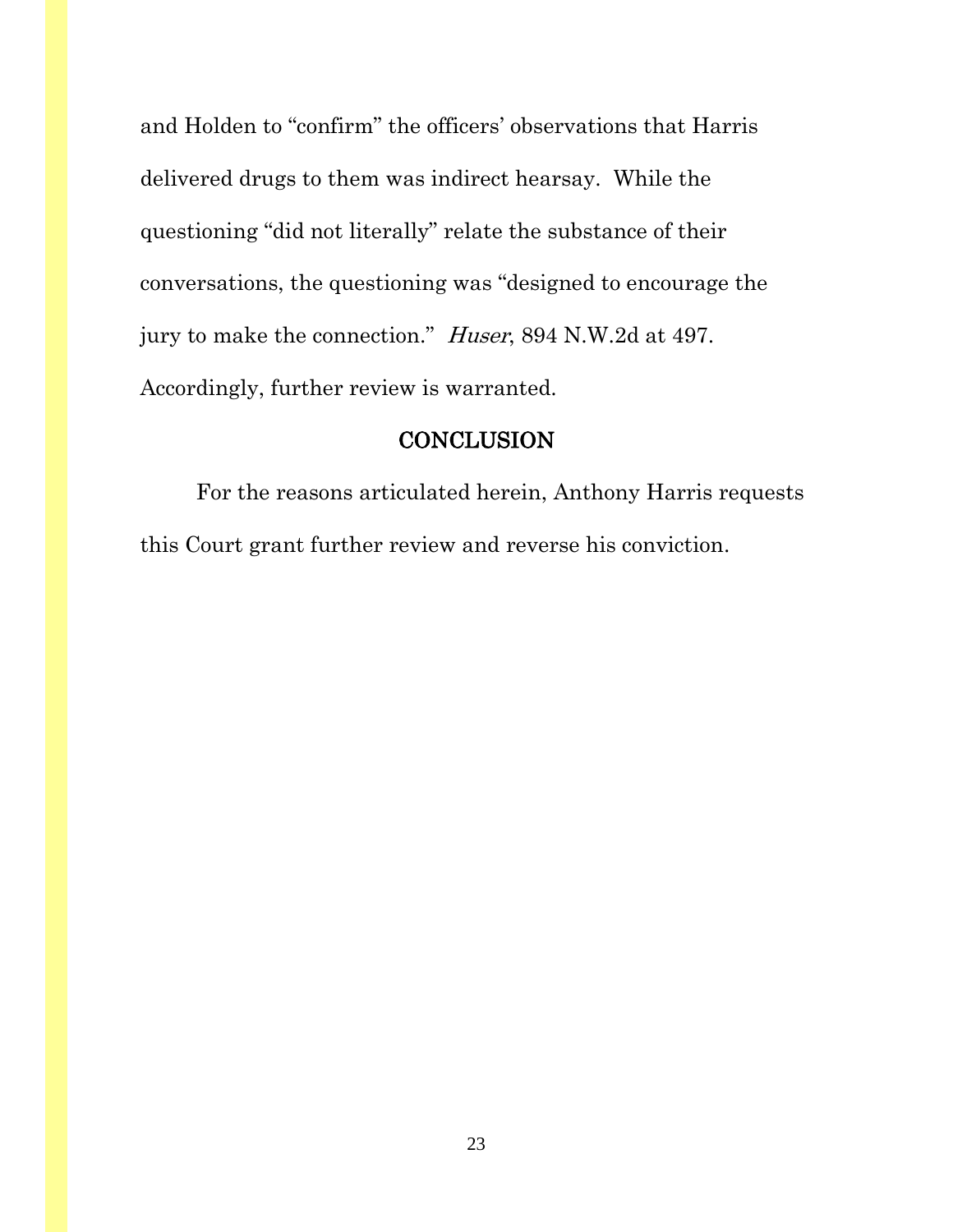and Holden to "confirm" the officers' observations that Harris delivered drugs to them was indirect hearsay. While the questioning "did not literally" relate the substance of their conversations, the questioning was "designed to encourage the jury to make the connection." *Huser*, 894 N.W.2d at 497. Accordingly, further review is warranted.

## CONCLUSION

For the reasons articulated herein, Anthony Harris requests this Court grant further review and reverse his conviction.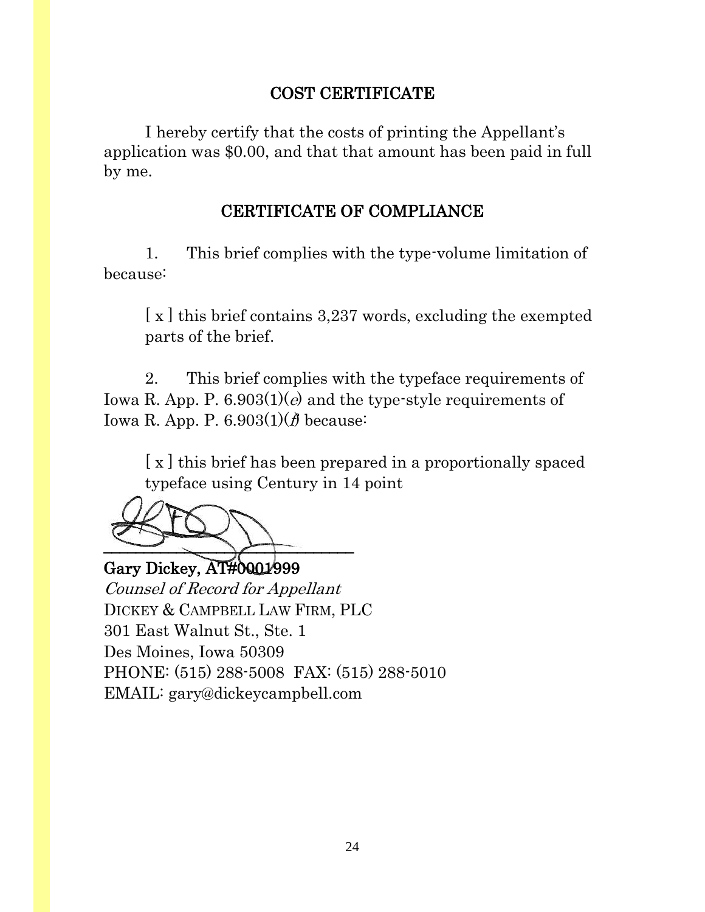## COST CERTIFICATE

I hereby certify that the costs of printing the Appellant's application was $0.00, and that that amount has been paid in full by me.

## CERTIFICATE OF COMPLIANCE

1. This brief complies with the type-volume limitation of because:

[ x ] this brief contains 3,237 words, excluding the exempted parts of the brief.

2. This brief complies with the typeface requirements of Iowa R. App. P. 6.903(1)(*e*) and the type-style requirements of Iowa R. App. P. 6.903(1)(*f*) because:

[ x ] this brief has been prepared in a proportionally spaced typeface using Century in 14 point

___________________________________

**Gary Dickey, AT#0001999**
*Counsel of Record for Appellant*
DICKEY & CAMPBELL LAW FIRM, PLC
301 East Walnut St., Ste. 1
Des Moines, Iowa 50309
PHONE: (515) 288-5008 FAX: (515) 288-5010
EMAIL: gary@dickeycampbell.com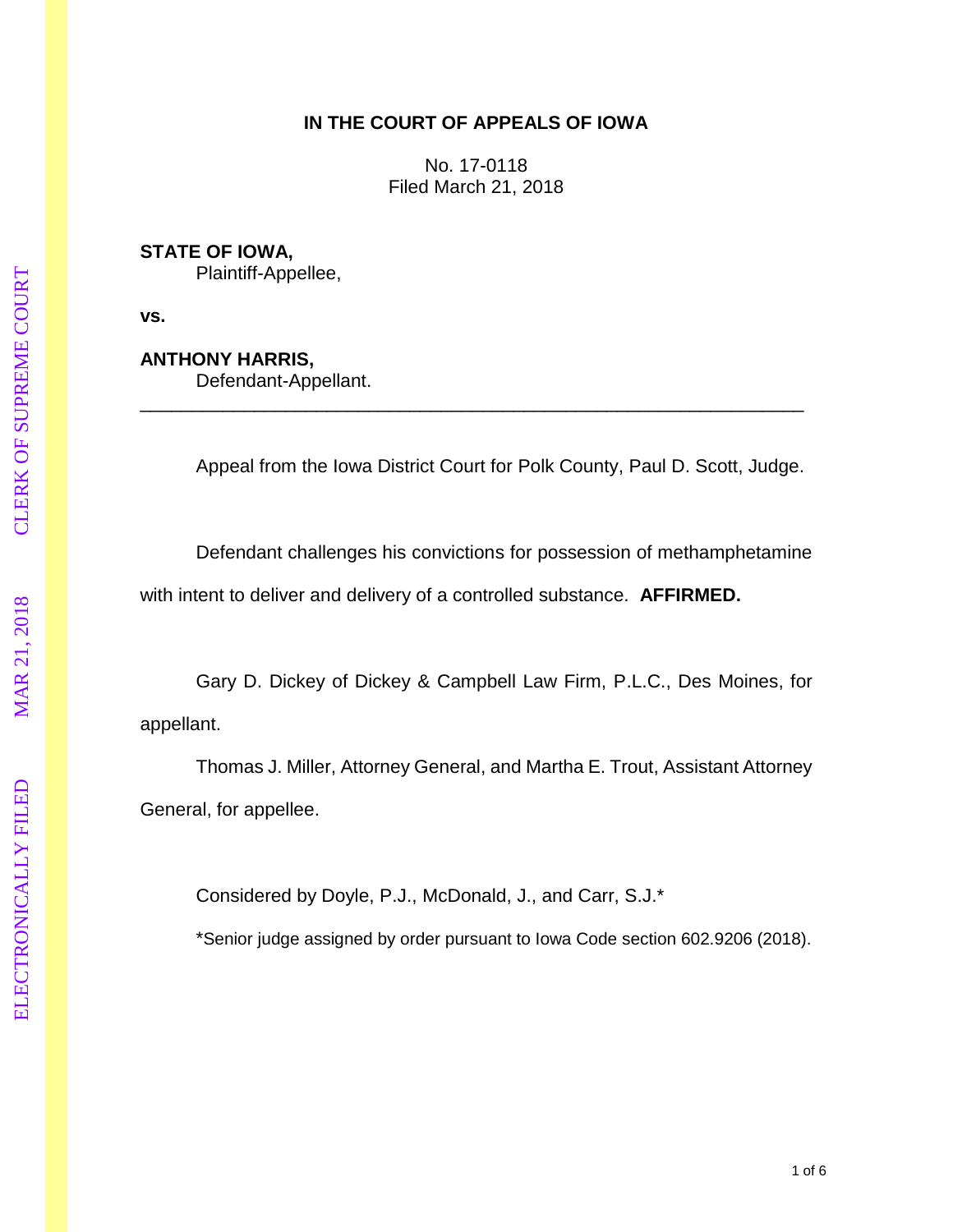**IN THE COURT OF APPEALS OF IOWA**

No. 17-0118
Filed March 21, 2018

**STATE OF IOWA,**
Plaintiff-Appellee,

**vs.**

**ANTHONY HARRIS,**
Defendant-Appellant.

---

Appeal from the Iowa District Court for Polk County, Paul D. Scott, Judge.

Defendant challenges his convictions for possession of methamphetamine with intent to deliver and delivery of a controlled substance. **AFFIRMED.**

Gary D. Dickey of Dickey & Campbell Law Firm, P.L.C., Des Moines, for appellant.

Thomas J. Miller, Attorney General, and Martha E. Trout, Assistant Attorney General, for appellee.

Considered by Doyle, P.J., McDonald, J., and Carr, S.J.*

*Senior judge assigned by order pursuant to Iowa Code section 602.9206 (2018).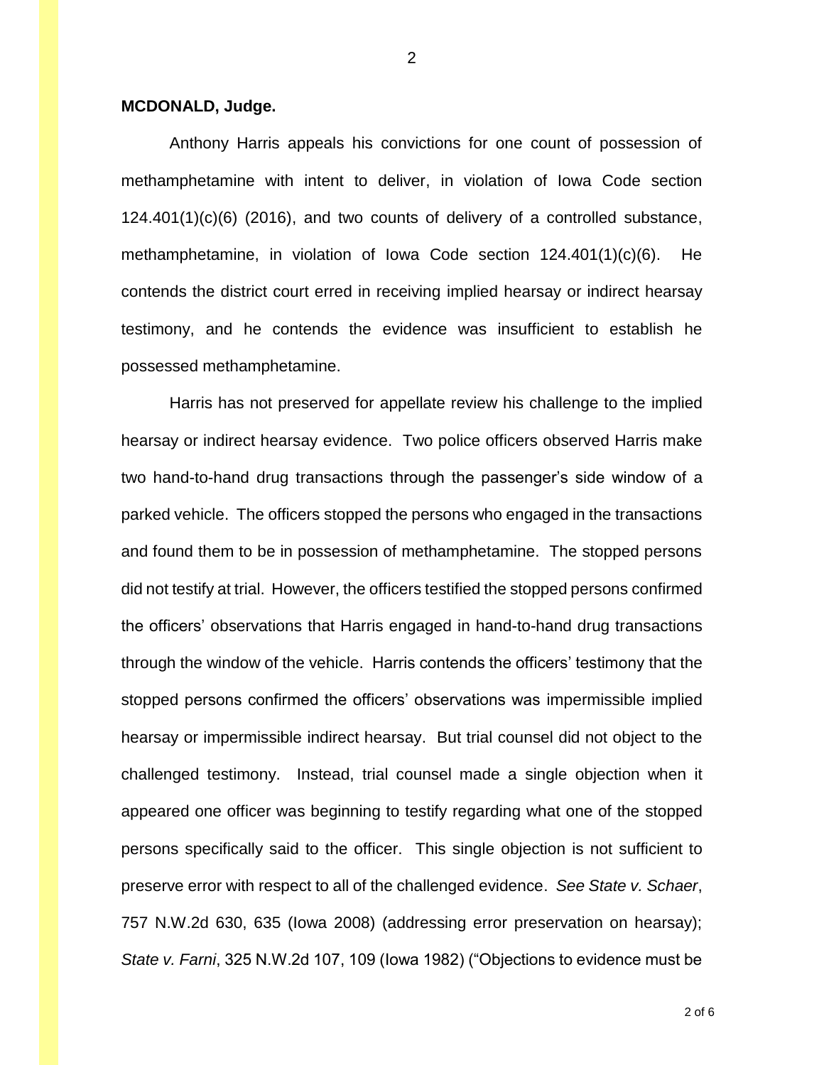**MCDONALD, Judge.**

Anthony Harris appeals his convictions for one count of possession of methamphetamine with intent to deliver, in violation of Iowa Code section 124.401(1)(c)(6) (2016), and two counts of delivery of a controlled substance, methamphetamine, in violation of Iowa Code section 124.401(1)(c)(6). He contends the district court erred in receiving implied hearsay or indirect hearsay testimony, and he contends the evidence was insufficient to establish he possessed methamphetamine.

Harris has not preserved for appellate review his challenge to the implied hearsay or indirect hearsay evidence. Two police officers observed Harris make two hand-to-hand drug transactions through the passenger's side window of a parked vehicle. The officers stopped the persons who engaged in the transactions and found them to be in possession of methamphetamine. The stopped persons did not testify at trial. However, the officers testified the stopped persons confirmed the officers' observations that Harris engaged in hand-to-hand drug transactions through the window of the vehicle. Harris contends the officers' testimony that the stopped persons confirmed the officers' observations was impermissible implied hearsay or impermissible indirect hearsay. But trial counsel did not object to the challenged testimony. Instead, trial counsel made a single objection when it appeared one officer was beginning to testify regarding what one of the stopped persons specifically said to the officer. This single objection is not sufficient to preserve error with respect to all of the challenged evidence. *See State v. Schaer*, 757 N.W.2d 630, 635 (Iowa 2008) (addressing error preservation on hearsay); *State v. Farni*, 325 N.W.2d 107, 109 (Iowa 1982) ("Objections to evidence must be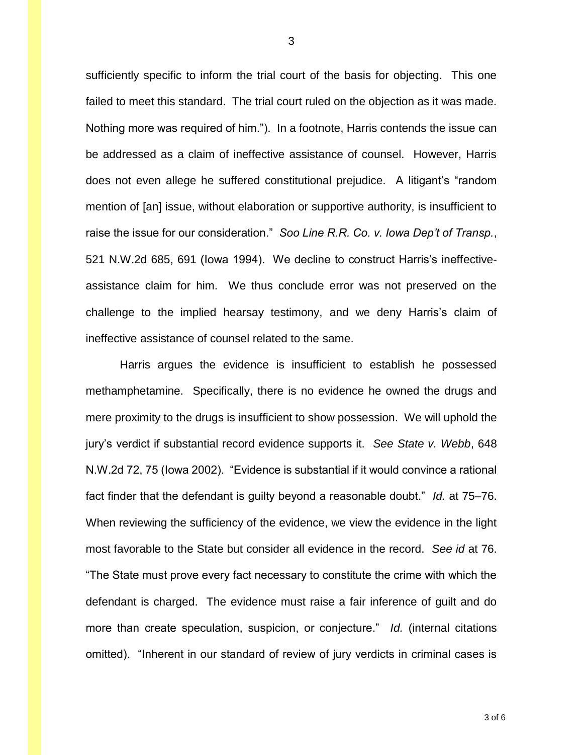sufficiently specific to inform the trial court of the basis for objecting. This one failed to meet this standard. The trial court ruled on the objection as it was made. Nothing more was required of him."). In a footnote, Harris contends the issue can be addressed as a claim of ineffective assistance of counsel. However, Harris does not even allege he suffered constitutional prejudice. A litigant's "random mention of [an] issue, without elaboration or supportive authority, is insufficient to raise the issue for our consideration." *Soo Line R.R. Co. v. Iowa Dep't of Transp.*, 521 N.W.2d 685, 691 (Iowa 1994). We decline to construct Harris's ineffective-assistance claim for him. We thus conclude error was not preserved on the challenge to the implied hearsay testimony, and we deny Harris's claim of ineffective assistance of counsel related to the same.

Harris argues the evidence is insufficient to establish he possessed methamphetamine. Specifically, there is no evidence he owned the drugs and mere proximity to the drugs is insufficient to show possession. We will uphold the jury's verdict if substantial record evidence supports it. *See State v. Webb*, 648 N.W.2d 72, 75 (Iowa 2002). "Evidence is substantial if it would convince a rational fact finder that the defendant is guilty beyond a reasonable doubt." *Id.* at 75–76. When reviewing the sufficiency of the evidence, we view the evidence in the light most favorable to the State but consider all evidence in the record. *See id* at 76. "The State must prove every fact necessary to constitute the crime with which the defendant is charged. The evidence must raise a fair inference of guilt and do more than create speculation, suspicion, or conjecture." *Id.* (internal citations omitted). "Inherent in our standard of review of jury verdicts in criminal cases is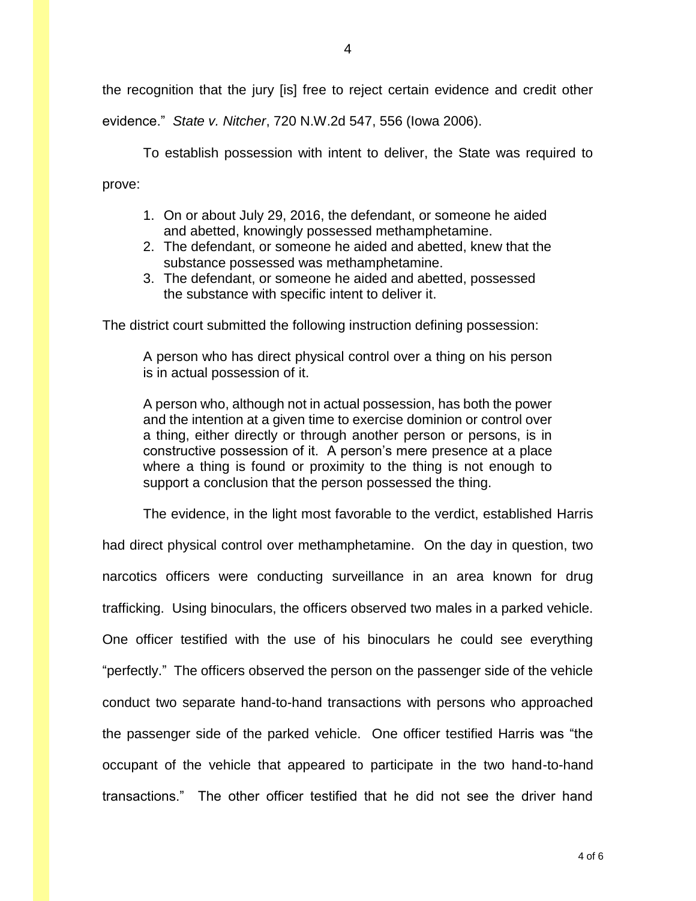the recognition that the jury [is] free to reject certain evidence and credit other evidence." *State v. Nitcher*, 720 N.W.2d 547, 556 (Iowa 2006).

To establish possession with intent to deliver, the State was required to prove:

> 1. On or about July 29, 2016, the defendant, or someone he aided and abetted, knowingly possessed methamphetamine.
> 2. The defendant, or someone he aided and abetted, knew that the substance possessed was methamphetamine.
> 3. The defendant, or someone he aided and abetted, possessed the substance with specific intent to deliver it.

The district court submitted the following instruction defining possession:

> A person who has direct physical control over a thing on his person is in actual possession of it.
>
> A person who, although not in actual possession, has both the power and the intention at a given time to exercise dominion or control over a thing, either directly or through another person or persons, is in constructive possession of it. A person's mere presence at a place where a thing is found or proximity to the thing is not enough to support a conclusion that the person possessed the thing.

The evidence, in the light most favorable to the verdict, established Harris had direct physical control over methamphetamine. On the day in question, two narcotics officers were conducting surveillance in an area known for drug trafficking. Using binoculars, the officers observed two males in a parked vehicle. One officer testified with the use of his binoculars he could see everything "perfectly." The officers observed the person on the passenger side of the vehicle conduct two separate hand-to-hand transactions with persons who approached the passenger side of the parked vehicle. One officer testified Harris was "the occupant of the vehicle that appeared to participate in the two hand-to-hand transactions." The other officer testified that he did not see the driver hand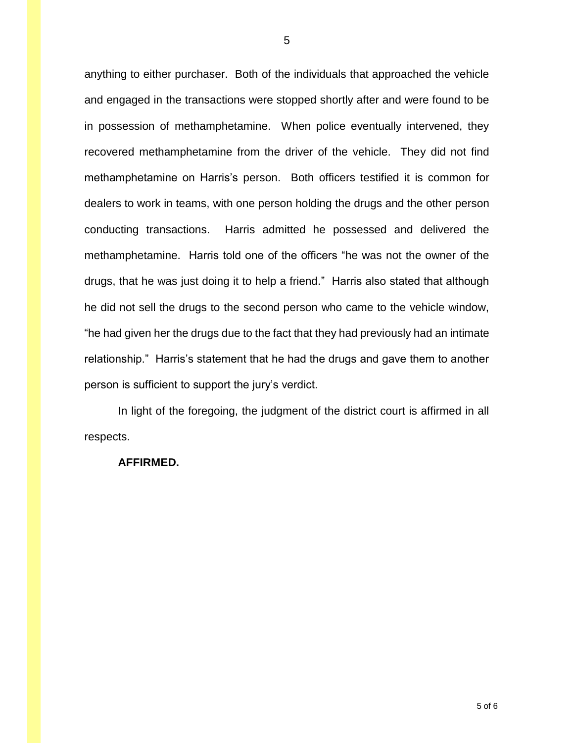anything to either purchaser. Both of the individuals that approached the vehicle and engaged in the transactions were stopped shortly after and were found to be in possession of methamphetamine. When police eventually intervened, they recovered methamphetamine from the driver of the vehicle. They did not find methamphetamine on Harris's person. Both officers testified it is common for dealers to work in teams, with one person holding the drugs and the other person conducting transactions. Harris admitted he possessed and delivered the methamphetamine. Harris told one of the officers "he was not the owner of the drugs, that he was just doing it to help a friend." Harris also stated that although he did not sell the drugs to the second person who came to the vehicle window, "he had given her the drugs due to the fact that they had previously had an intimate relationship." Harris's statement that he had the drugs and gave them to another person is sufficient to support the jury's verdict.

In light of the foregoing, the judgment of the district court is affirmed in all respects.

**AFFIRMED.**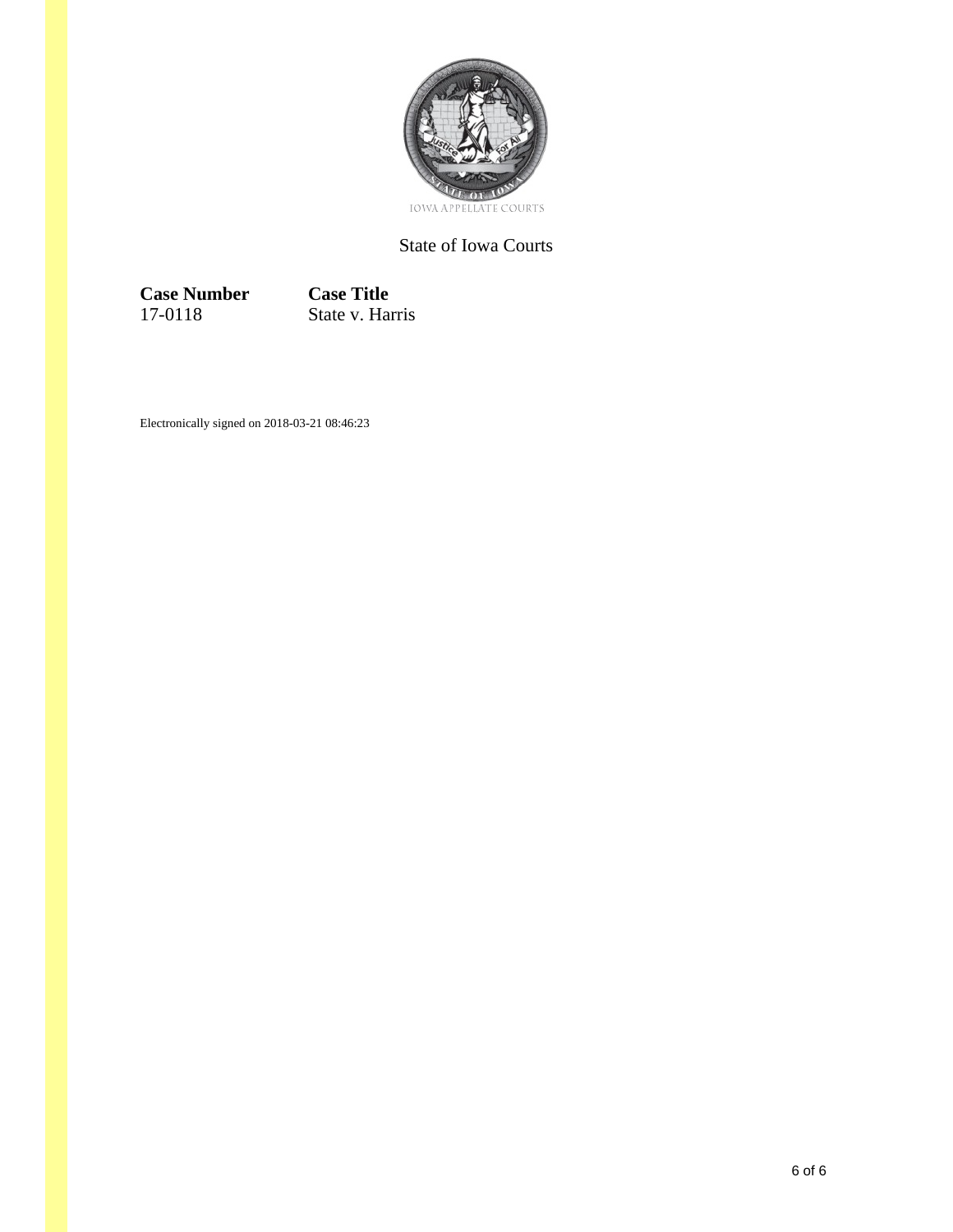IOWA APPELLATE COURTS

State of Iowa Courts

| **Case Number** | **Case Title** |
| --- | --- |
| 17-0118 | State v. Harris |

Electronically signed on 2018-03-21 08:46:23